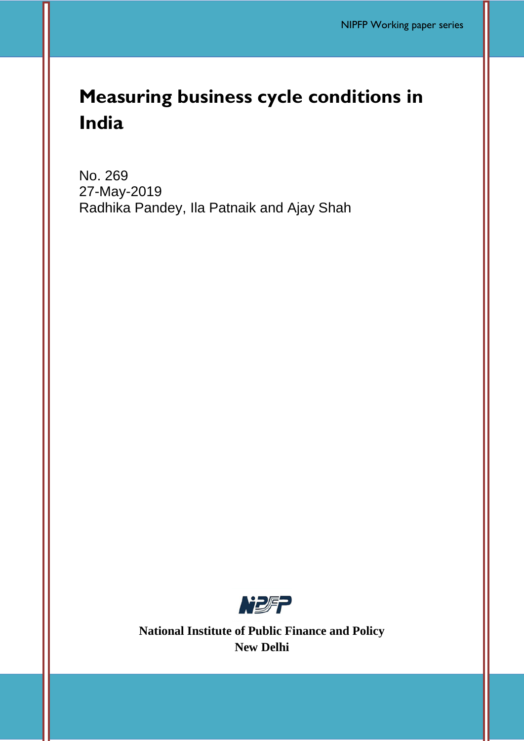# Measuring business cycle conditions in India

No. 269
27-May-2019
Radhika Pandey, Ila Patnaik and Ajay Shah

**National Institute of Public Finance and Policy**
**New Delhi**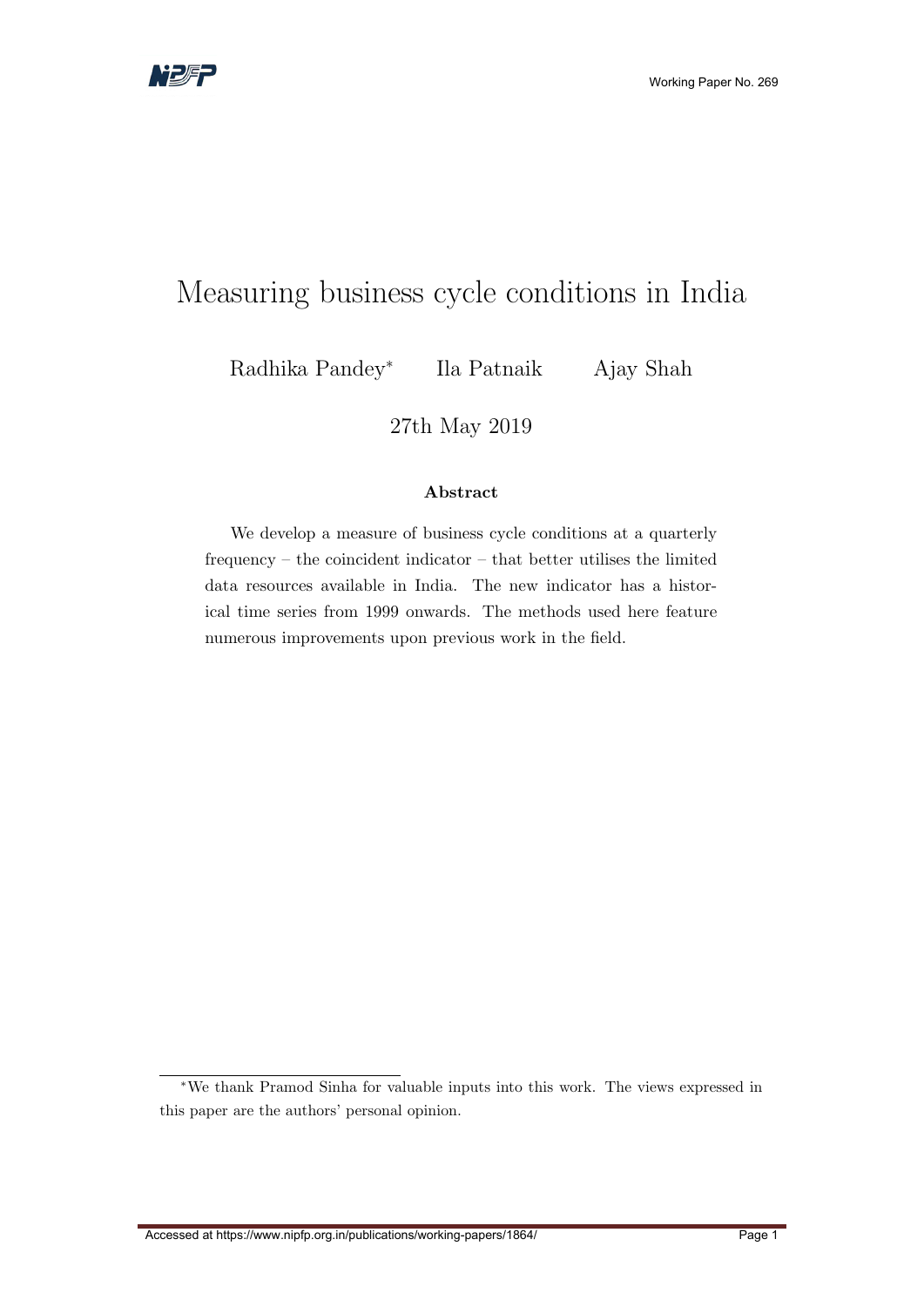# Measuring business cycle conditions in India

Radhika Pandey[*] Ila Patnaik Ajay Shah

27th May 2019

### Abstract

We develop a measure of business cycle conditions at a quarterly frequency – the coincident indicator – that better utilises the limited data resources available in India. The new indicator has a historical time series from 1999 onwards. The methods used here feature numerous improvements upon previous work in the field.

[*] We thank Pramod Sinha for valuable inputs into this work. The views expressed in this paper are the authors' personal opinion.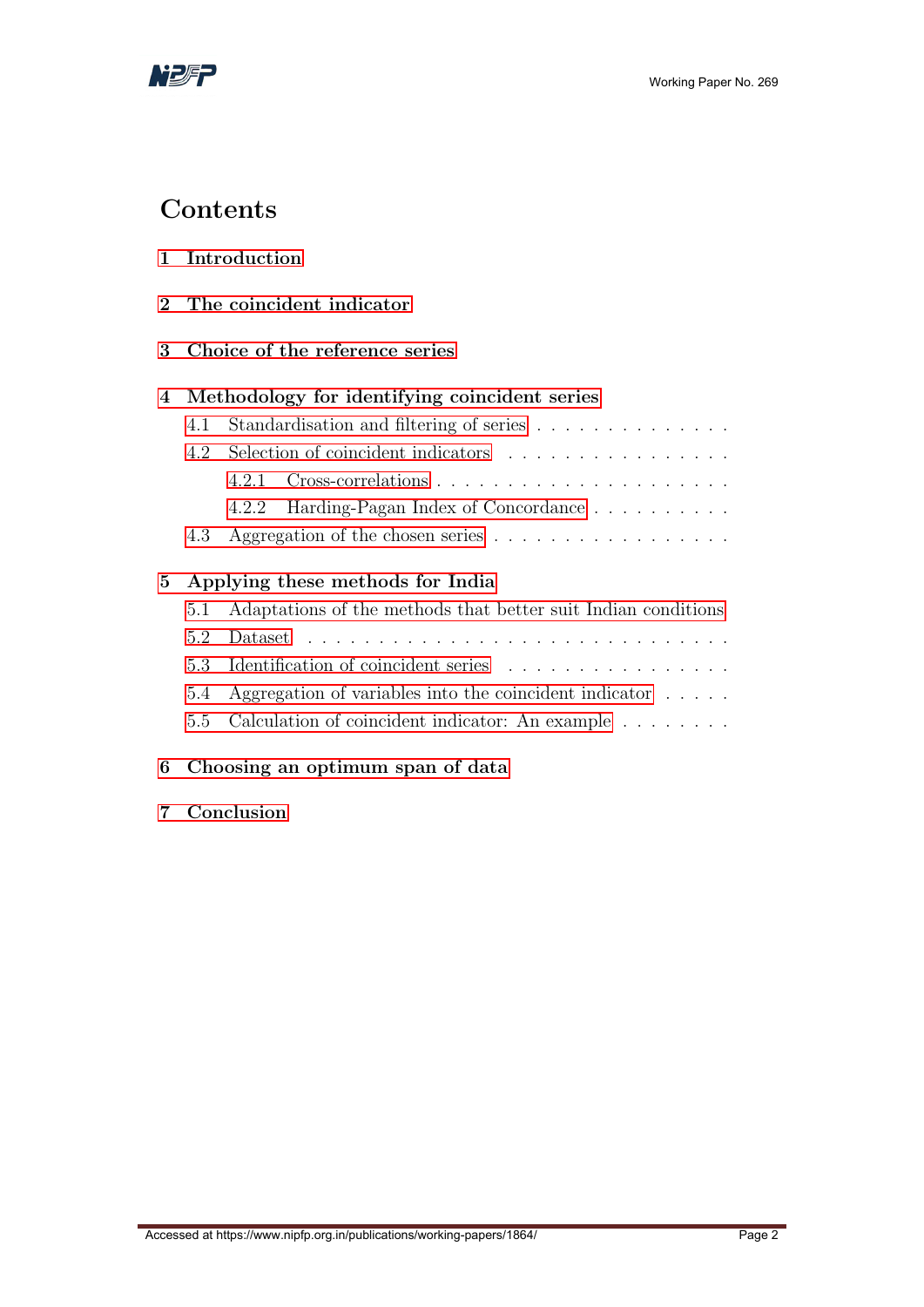# Contents

1 Introduction

2 The coincident indicator

3 Choice of the reference series

4 Methodology for identifying coincident series
- 4.1 Standardisation and filtering of series
- 4.2 Selection of coincident indicators
  - 4.2.1 Cross-correlations
  - 4.2.2 Harding-Pagan Index of Concordance
- 4.3 Aggregation of the chosen series

5 Applying these methods for India
- 5.1 Adaptations of the methods that better suit Indian conditions
- 5.2 Dataset
- 5.3 Identification of coincident series
- 5.4 Aggregation of variables into the coincident indicator
- 5.5 Calculation of coincident indicator: An example

6 Choosing an optimum span of data

7 Conclusion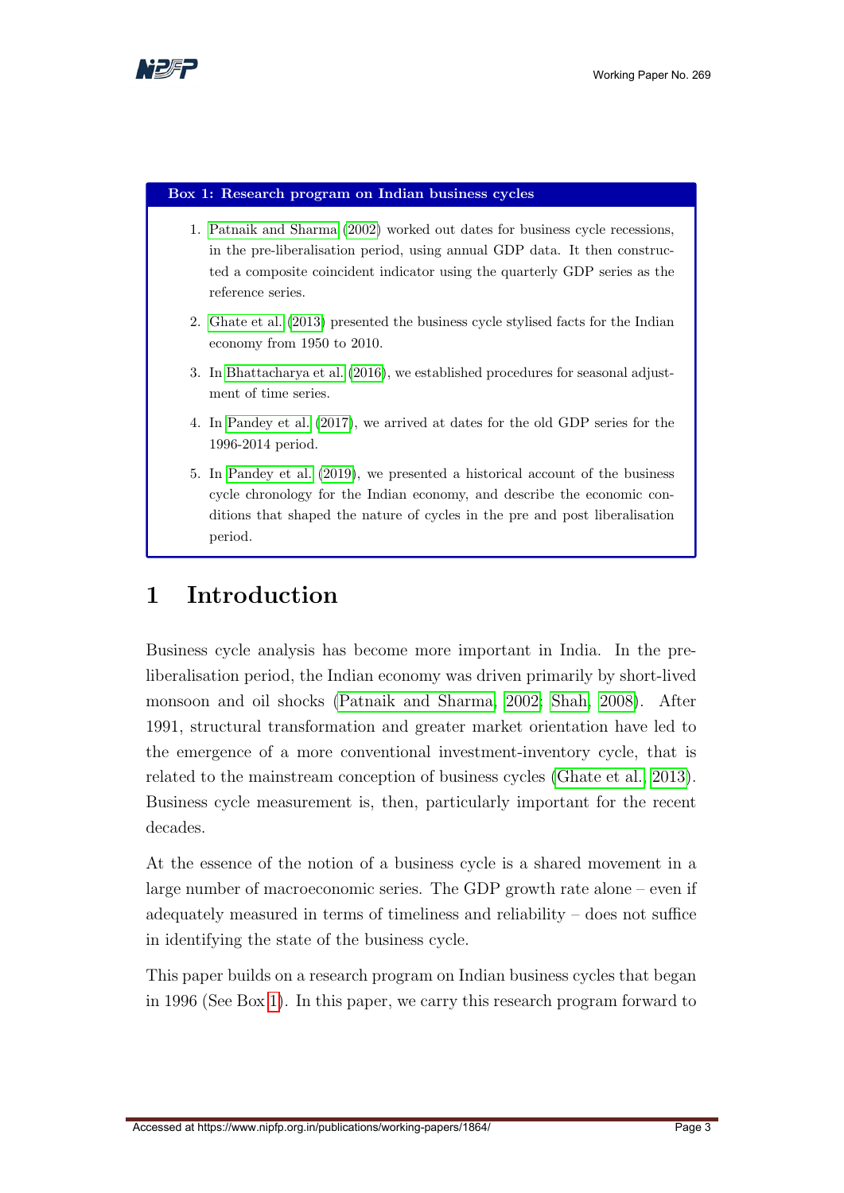**Box 1: Research program on Indian business cycles**

1. Patnaik and Sharma (2002) worked out dates for business cycle recessions, in the pre-liberalisation period, using annual GDP data. It then constructed a composite coincident indicator using the quarterly GDP series as the reference series.
2. Ghate et al. (2013) presented the business cycle stylised facts for the Indian economy from 1950 to 2010.
3. In Bhattacharya et al. (2016), we established procedures for seasonal adjustment of time series.
4. In Pandey et al. (2017), we arrived at dates for the old GDP series for the 1996-2014 period.
5. In Pandey et al. (2019), we presented a historical account of the business cycle chronology for the Indian economy, and describe the economic conditions that shaped the nature of cycles in the pre and post liberalisation period.

# 1 Introduction

Business cycle analysis has become more important in India. In the pre-liberalisation period, the Indian economy was driven primarily by short-lived monsoon and oil shocks (Patnaik and Sharma, 2002; Shah, 2008). After 1991, structural transformation and greater market orientation have led to the emergence of a more conventional investment-inventory cycle, that is related to the mainstream conception of business cycles (Ghate et al., 2013). Business cycle measurement is, then, particularly important for the recent decades.

At the essence of the notion of a business cycle is a shared movement in a large number of macroeconomic series. The GDP growth rate alone – even if adequately measured in terms of timeliness and reliability – does not suffice in identifying the state of the business cycle.

This paper builds on a research program on Indian business cycles that began in 1996 (See Box 1). In this paper, we carry this research program forward to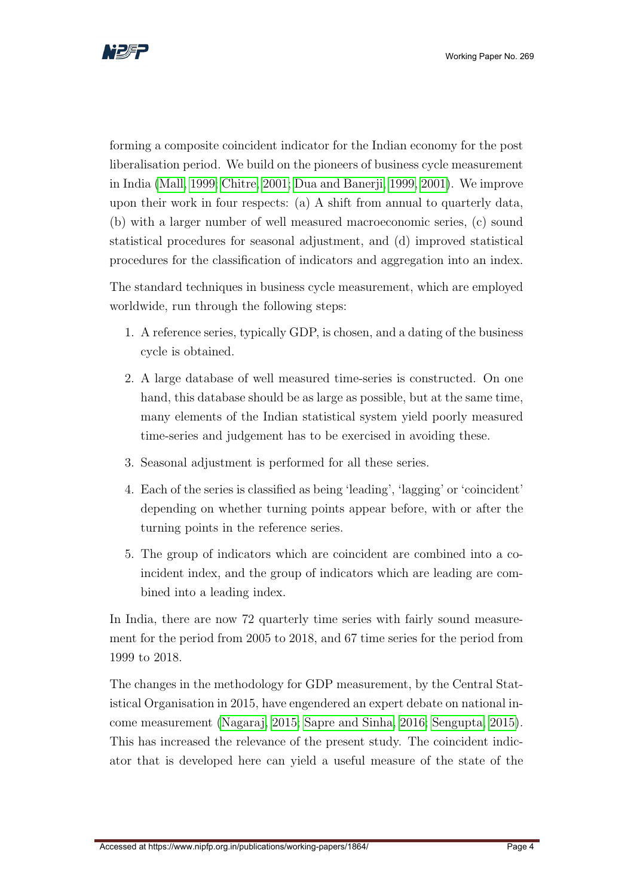forming a composite coincident indicator for the Indian economy for the post liberalisation period. We build on the pioneers of business cycle measurement in India (Mall, 1999; Chitre, 2001; Dua and Banerji, 1999, 2001). We improve upon their work in four respects: (a) A shift from annual to quarterly data, (b) with a larger number of well measured macroeconomic series, (c) sound statistical procedures for seasonal adjustment, and (d) improved statistical procedures for the classification of indicators and aggregation into an index.

The standard techniques in business cycle measurement, which are employed worldwide, run through the following steps:

1. A reference series, typically GDP, is chosen, and a dating of the business cycle is obtained.
2. A large database of well measured time-series is constructed. On one hand, this database should be as large as possible, but at the same time, many elements of the Indian statistical system yield poorly measured time-series and judgement has to be exercised in avoiding these.
3. Seasonal adjustment is performed for all these series.
4. Each of the series is classified as being 'leading', 'lagging' or 'coincident' depending on whether turning points appear before, with or after the turning points in the reference series.
5. The group of indicators which are coincident are combined into a coincident index, and the group of indicators which are leading are combined into a leading index.

In India, there are now 72 quarterly time series with fairly sound measurement for the period from 2005 to 2018, and 67 time series for the period from 1999 to 2018.

The changes in the methodology for GDP measurement, by the Central Statistical Organisation in 2015, have engendered an expert debate on national income measurement (Nagaraj, 2015; Sapre and Sinha, 2016; Sengupta, 2015). This has increased the relevance of the present study. The coincident indicator that is developed here can yield a useful measure of the state of the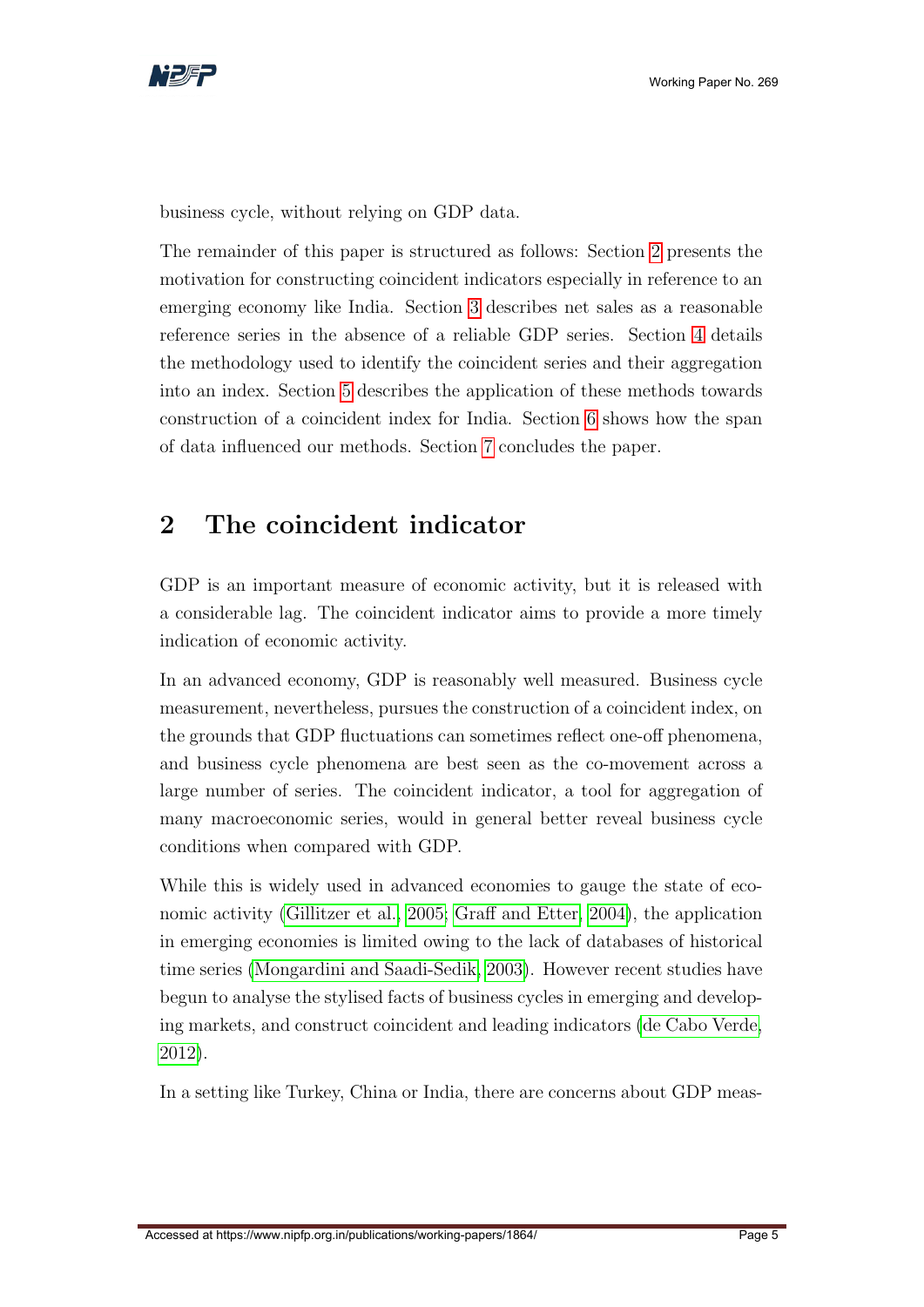business cycle, without relying on GDP data.

The remainder of this paper is structured as follows: Section 2 presents the motivation for constructing coincident indicators especially in reference to an emerging economy like India. Section 3 describes net sales as a reasonable reference series in the absence of a reliable GDP series. Section 4 details the methodology used to identify the coincident series and their aggregation into an index. Section 5 describes the application of these methods towards construction of a coincident index for India. Section 6 shows how the span of data influenced our methods. Section 7 concludes the paper.

## 2 The coincident indicator

GDP is an important measure of economic activity, but it is released with a considerable lag. The coincident indicator aims to provide a more timely indication of economic activity.

In an advanced economy, GDP is reasonably well measured. Business cycle measurement, nevertheless, pursues the construction of a coincident index, on the grounds that GDP fluctuations can sometimes reflect one-off phenomena, and business cycle phenomena are best seen as the co-movement across a large number of series. The coincident indicator, a tool for aggregation of many macroeconomic series, would in general better reveal business cycle conditions when compared with GDP.

While this is widely used in advanced economies to gauge the state of economic activity (Gillitzer et al., 2005; Graff and Etter, 2004), the application in emerging economies is limited owing to the lack of databases of historical time series (Mongardini and Saadi-Sedik, 2003). However recent studies have begun to analyse the stylised facts of business cycles in emerging and developing markets, and construct coincident and leading indicators (de Cabo Verde, 2012).

In a setting like Turkey, China or India, there are concerns about GDP meas-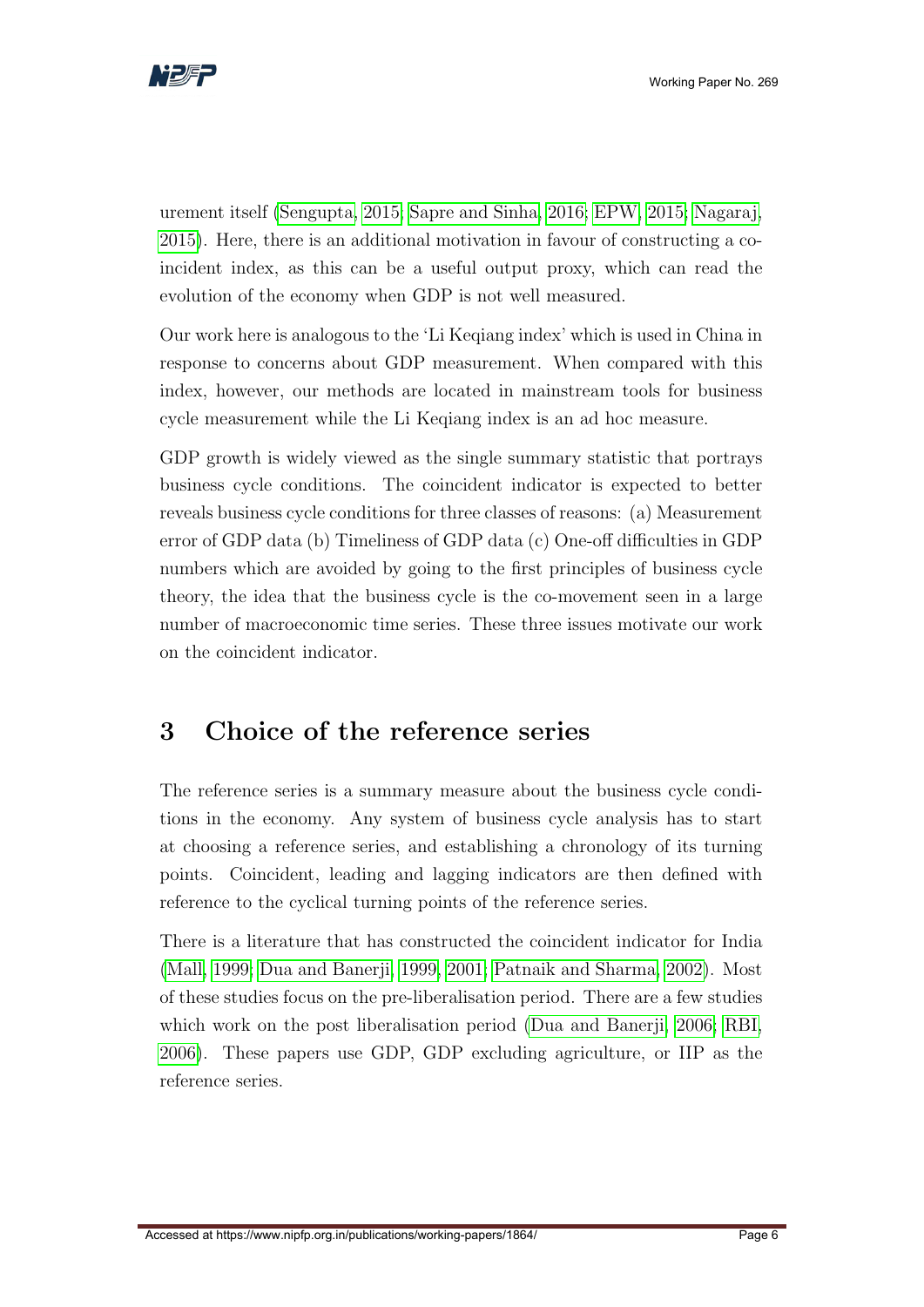urement itself (Sengupta, 2015; Sapre and Sinha, 2016; EPW, 2015; Nagaraj, 2015). Here, there is an additional motivation in favour of constructing a coincident index, as this can be a useful output proxy, which can read the evolution of the economy when GDP is not well measured.

Our work here is analogous to the 'Li Keqiang index' which is used in China in response to concerns about GDP measurement. When compared with this index, however, our methods are located in mainstream tools for business cycle measurement while the Li Keqiang index is an ad hoc measure.

GDP growth is widely viewed as the single summary statistic that portrays business cycle conditions. The coincident indicator is expected to better reveals business cycle conditions for three classes of reasons: (a) Measurement error of GDP data (b) Timeliness of GDP data (c) One-off difficulties in GDP numbers which are avoided by going to the first principles of business cycle theory, the idea that the business cycle is the co-movement seen in a large number of macroeconomic time series. These three issues motivate our work on the coincident indicator.

# 3 Choice of the reference series

The reference series is a summary measure about the business cycle conditions in the economy. Any system of business cycle analysis has to start at choosing a reference series, and establishing a chronology of its turning points. Coincident, leading and lagging indicators are then defined with reference to the cyclical turning points of the reference series.

There is a literature that has constructed the coincident indicator for India (Mall, 1999; Dua and Banerji, 1999, 2001; Patnaik and Sharma, 2002). Most of these studies focus on the pre-liberalisation period. There are a few studies which work on the post liberalisation period (Dua and Banerji, 2006; RBI, 2006). These papers use GDP, GDP excluding agriculture, or IIP as the reference series.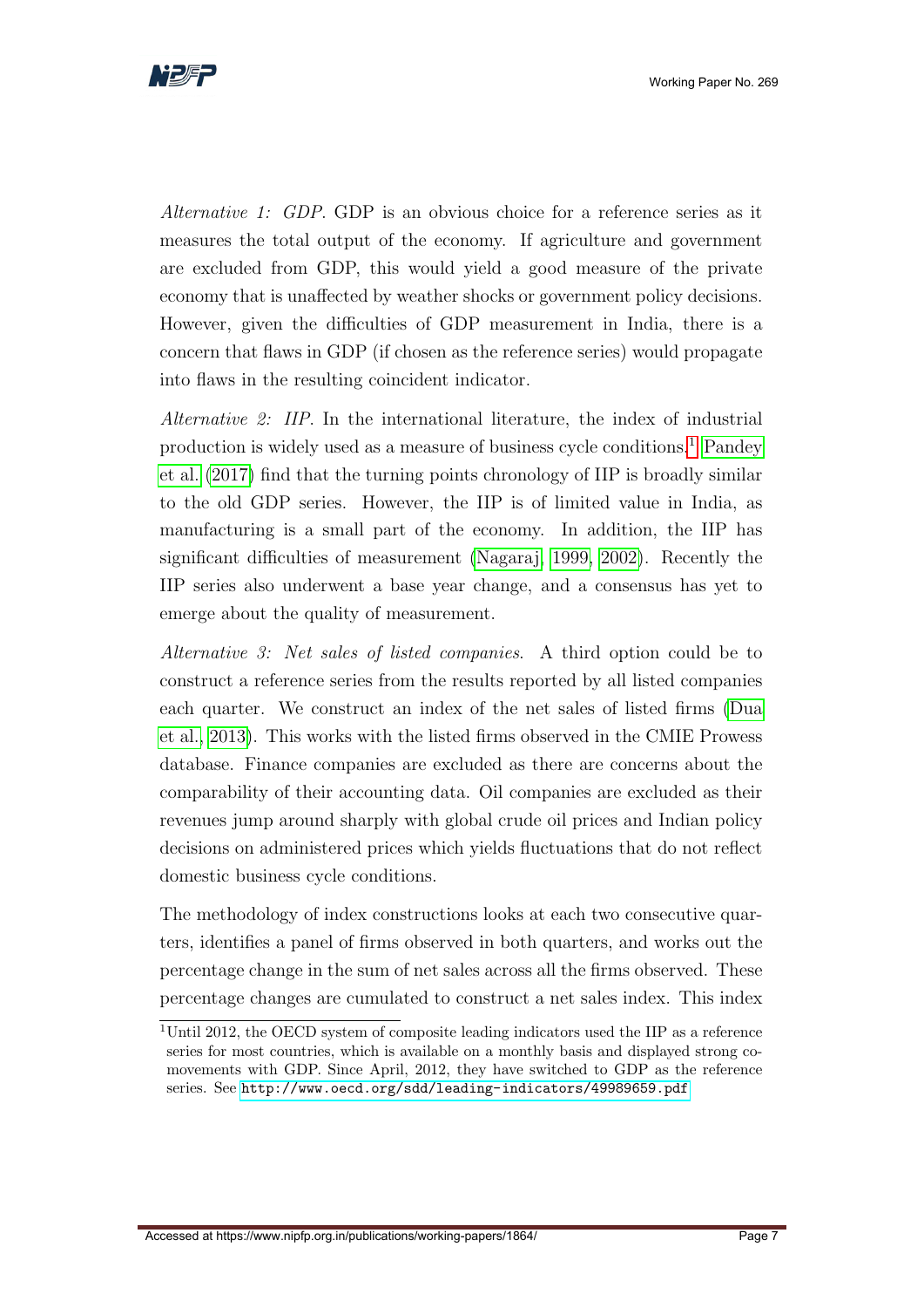*Alternative 1: GDP*. GDP is an obvious choice for a reference series as it measures the total output of the economy. If agriculture and government are excluded from GDP, this would yield a good measure of the private economy that is unaffected by weather shocks or government policy decisions. However, given the difficulties of GDP measurement in India, there is a concern that flaws in GDP (if chosen as the reference series) would propagate into flaws in the resulting coincident indicator.

*Alternative 2: IIP*. In the international literature, the index of industrial production is widely used as a measure of business cycle conditions.[1] Pandey et al. (2017) find that the turning points chronology of IIP is broadly similar to the old GDP series. However, the IIP is of limited value in India, as manufacturing is a small part of the economy. In addition, the IIP has significant difficulties of measurement (Nagaraj, 1999, 2002). Recently the IIP series also underwent a base year change, and a consensus has yet to emerge about the quality of measurement.

*Alternative 3: Net sales of listed companies*. A third option could be to construct a reference series from the results reported by all listed companies each quarter. We construct an index of the net sales of listed firms (Dua et al., 2013). This works with the listed firms observed in the CMIE Prowess database. Finance companies are excluded as there are concerns about the comparability of their accounting data. Oil companies are excluded as their revenues jump around sharply with global crude oil prices and Indian policy decisions on administered prices which yields fluctuations that do not reflect domestic business cycle conditions.

The methodology of index constructions looks at each two consecutive quarters, identifies a panel of firms observed in both quarters, and works out the percentage change in the sum of net sales across all the firms observed. These percentage changes are cumulated to construct a net sales index. This index

[1] Until 2012, the OECD system of composite leading indicators used the IIP as a reference series for most countries, which is available on a monthly basis and displayed strong co-movements with GDP. Since April, 2012, they have switched to GDP as the reference series. See http://www.oecd.org/sdd/leading-indicators/49989659.pdf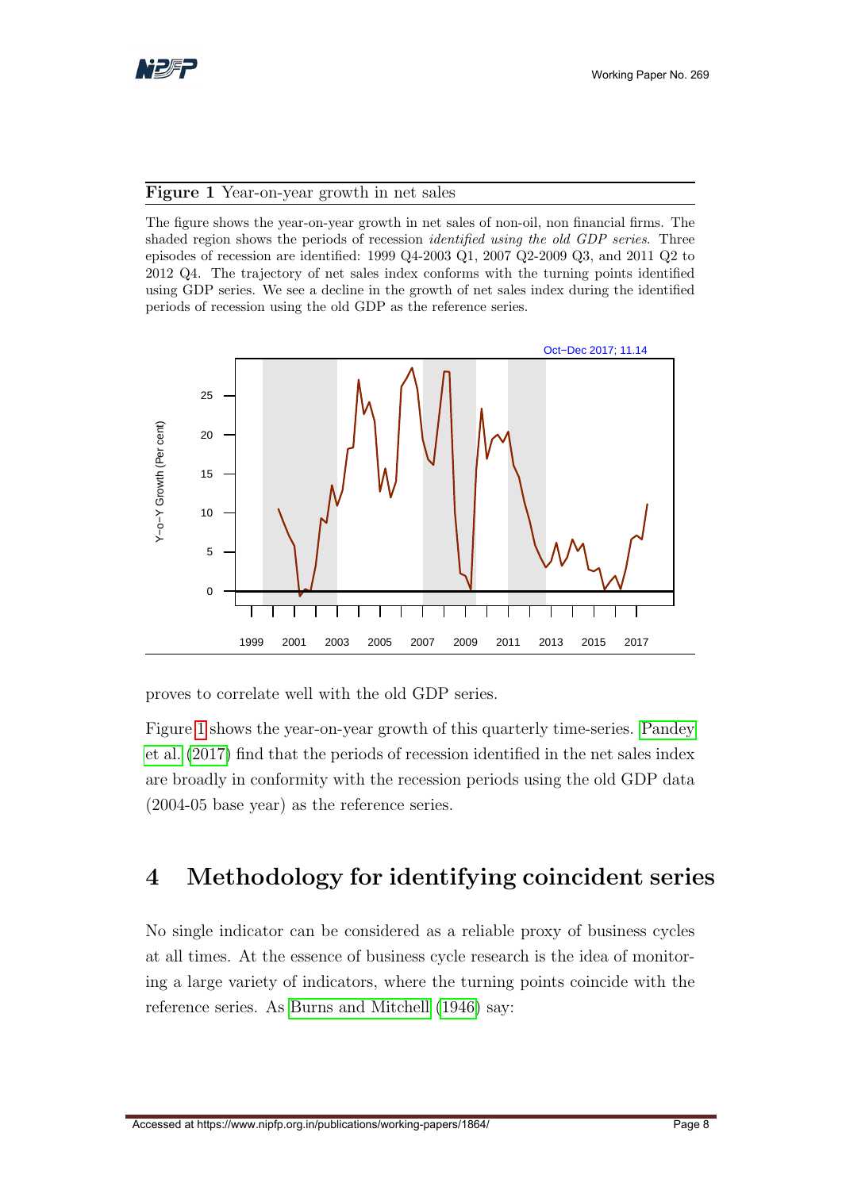**Figure 1** Year-on-year growth in net sales

The figure shows the year-on-year growth in net sales of non-oil, non financial firms. The shaded region shows the periods of recession *identified using the old GDP series*. Three episodes of recession are identified: 1999 Q4-2003 Q1, 2007 Q2-2009 Q3, and 2011 Q2 to 2012 Q4. The trajectory of net sales index conforms with the turning points identified using GDP series. We see a decline in the growth of net sales index during the identified periods of recession using the old GDP as the reference series.

proves to correlate well with the old GDP series.

Figure 1 shows the year-on-year growth of this quarterly time-series. Pandey et al. (2017) find that the periods of recession identified in the net sales index are broadly in conformity with the recession periods using the old GDP data (2004-05 base year) as the reference series.

# 4 Methodology for identifying coincident series

No single indicator can be considered as a reliable proxy of business cycles at all times. At the essence of business cycle research is the idea of monitoring a large variety of indicators, where the turning points coincide with the reference series. As Burns and Mitchell (1946) say: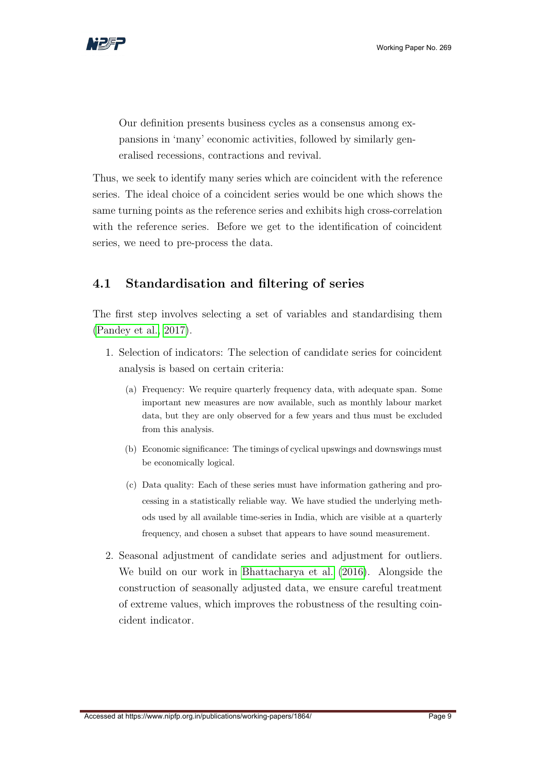Our definition presents business cycles as a consensus among expansions in 'many' economic activities, followed by similarly generalised recessions, contractions and revival.

Thus, we seek to identify many series which are coincident with the reference series. The ideal choice of a coincident series would be one which shows the same turning points as the reference series and exhibits high cross-correlation with the reference series. Before we get to the identification of coincident series, we need to pre-process the data.

## 4.1 Standardisation and filtering of series

The first step involves selecting a set of variables and standardising them (Pandey et al., 2017).

1. Selection of indicators: The selection of candidate series for coincident analysis is based on certain criteria:

   (a) Frequency: We require quarterly frequency data, with adequate span. Some important new measures are now available, such as monthly labour market data, but they are only observed for a few years and thus must be excluded from this analysis.

   (b) Economic significance: The timings of cyclical upswings and downswings must be economically logical.

   (c) Data quality: Each of these series must have information gathering and processing in a statistically reliable way. We have studied the underlying methods used by all available time-series in India, which are visible at a quarterly frequency, and chosen a subset that appears to have sound measurement.

2. Seasonal adjustment of candidate series and adjustment for outliers. We build on our work in Bhattacharya et al. (2016). Alongside the construction of seasonally adjusted data, we ensure careful treatment of extreme values, which improves the robustness of the resulting coincident indicator.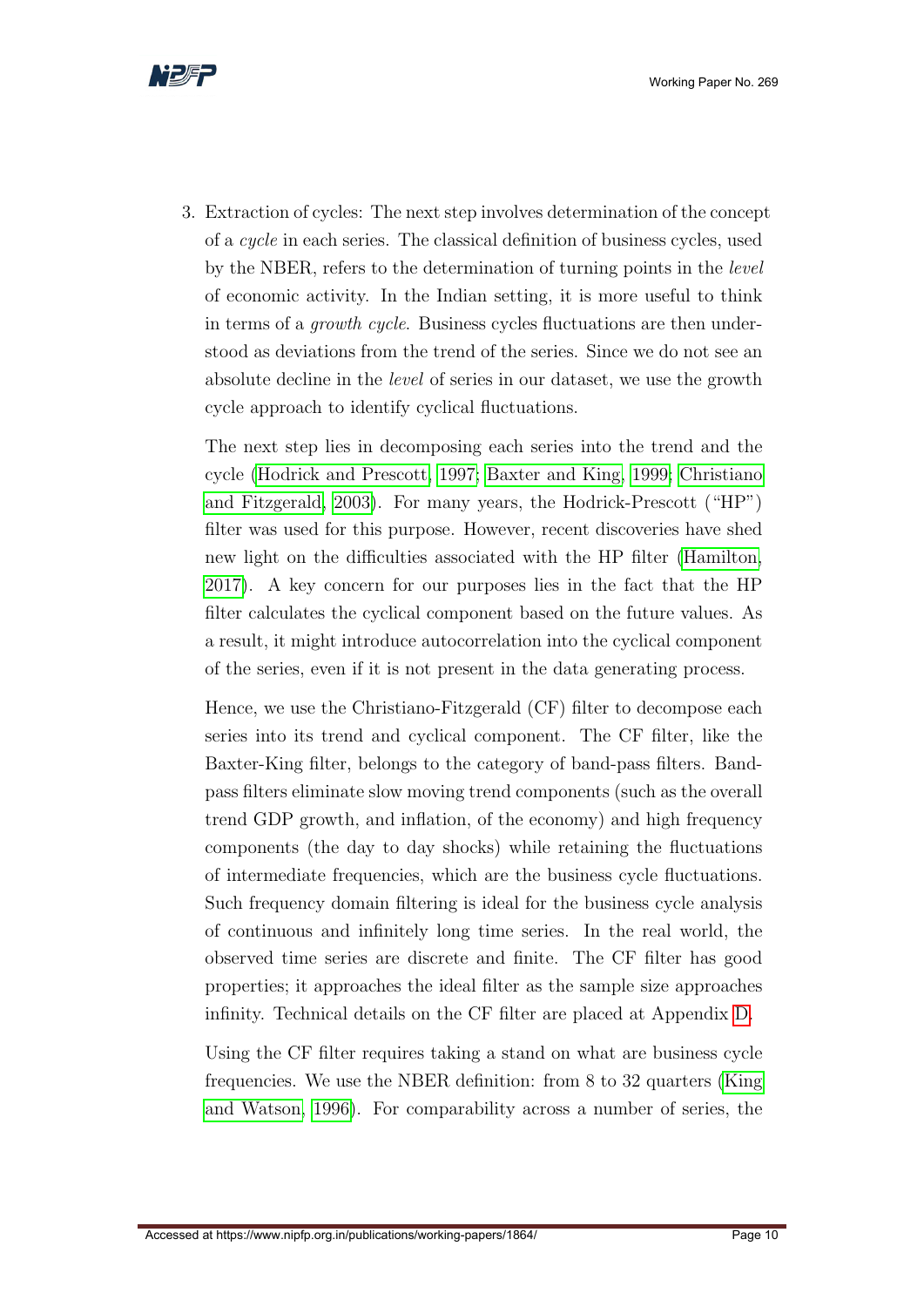3. Extraction of cycles: The next step involves determination of the concept of a *cycle* in each series. The classical definition of business cycles, used by the NBER, refers to the determination of turning points in the *level* of economic activity. In the Indian setting, it is more useful to think in terms of a *growth cycle*. Business cycles fluctuations are then understood as deviations from the trend of the series. Since we do not see an absolute decline in the *level* of series in our dataset, we use the growth cycle approach to identify cyclical fluctuations.

   The next step lies in decomposing each series into the trend and the cycle (Hodrick and Prescott, 1997; Baxter and King, 1999; Christiano and Fitzgerald, 2003). For many years, the Hodrick-Prescott ("HP") filter was used for this purpose. However, recent discoveries have shed new light on the difficulties associated with the HP filter (Hamilton, 2017). A key concern for our purposes lies in the fact that the HP filter calculates the cyclical component based on the future values. As a result, it might introduce autocorrelation into the cyclical component of the series, even if it is not present in the data generating process.

   Hence, we use the Christiano-Fitzgerald (CF) filter to decompose each series into its trend and cyclical component. The CF filter, like the Baxter-King filter, belongs to the category of band-pass filters. Band-pass filters eliminate slow moving trend components (such as the overall trend GDP growth, and inflation, of the economy) and high frequency components (the day to day shocks) while retaining the fluctuations of intermediate frequencies, which are the business cycle fluctuations. Such frequency domain filtering is ideal for the business cycle analysis of continuous and infinitely long time series. In the real world, the observed time series are discrete and finite. The CF filter has good properties; it approaches the ideal filter as the sample size approaches infinity. Technical details on the CF filter are placed at Appendix D.

   Using the CF filter requires taking a stand on what are business cycle frequencies. We use the NBER definition: from 8 to 32 quarters (King and Watson, 1996). For comparability across a number of series, the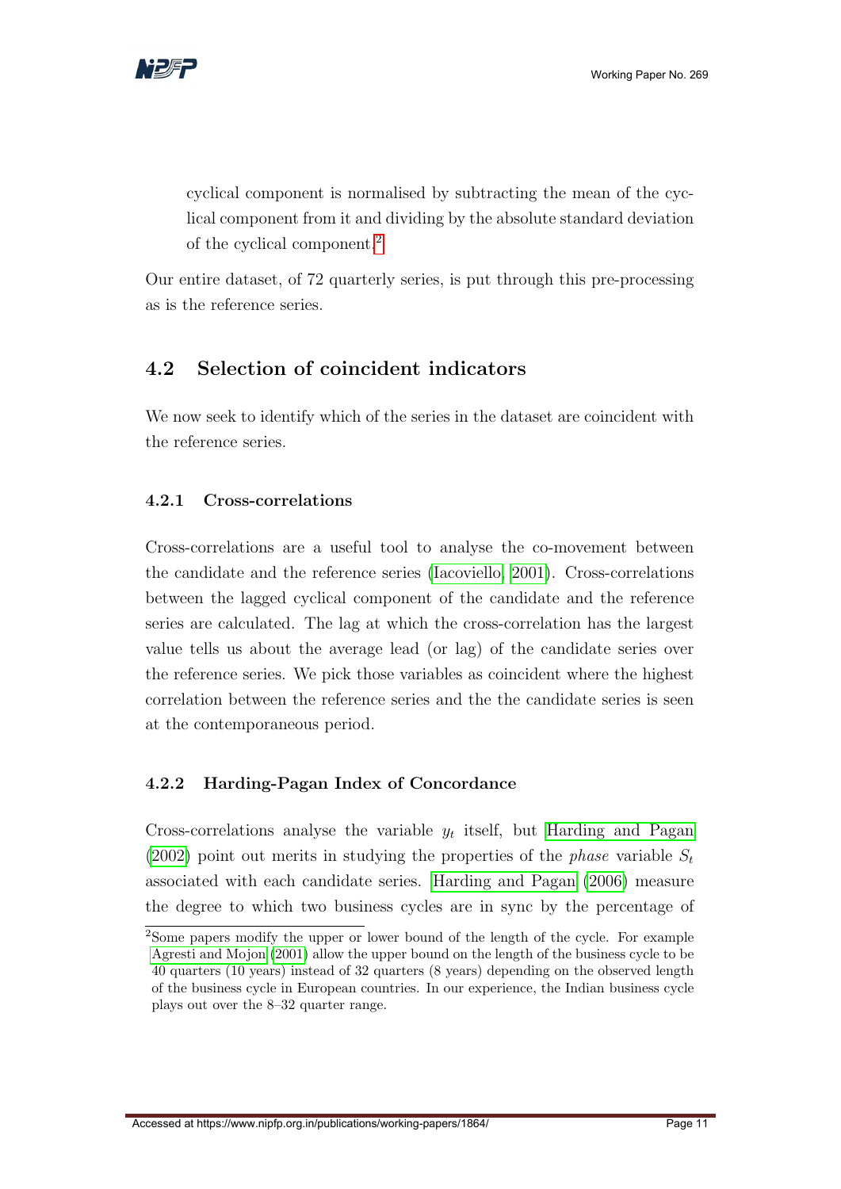cyclical component is normalised by subtracting the mean of the cyclical component from it and dividing by the absolute standard deviation of the cyclical component.[2]

Our entire dataset, of 72 quarterly series, is put through this pre-processing as is the reference series.

## 4.2 Selection of coincident indicators

We now seek to identify which of the series in the dataset are coincident with the reference series.

### 4.2.1 Cross-correlations

Cross-correlations are a useful tool to analyse the co-movement between the candidate and the reference series (Iacoviello, 2001). Cross-correlations between the lagged cyclical component of the candidate and the reference series are calculated. The lag at which the cross-correlation has the largest value tells us about the average lead (or lag) of the candidate series over the reference series. We pick those variables as coincident where the highest correlation between the reference series and the the candidate series is seen at the contemporaneous period.

### 4.2.2 Harding-Pagan Index of Concordance

Cross-correlations analyse the variable $y_t$ itself, but Harding and Pagan (2002) point out merits in studying the properties of the *phase* variable $S_t$ associated with each candidate series. Harding and Pagan (2006) measure the degree to which two business cycles are in sync by the percentage of

---

[2] Some papers modify the upper or lower bound of the length of the cycle. For example Agresti and Mojon (2001) allow the upper bound on the length of the business cycle to be 40 quarters (10 years) instead of 32 quarters (8 years) depending on the observed length of the business cycle in European countries. In our experience, the Indian business cycle plays out over the 8–32 quarter range.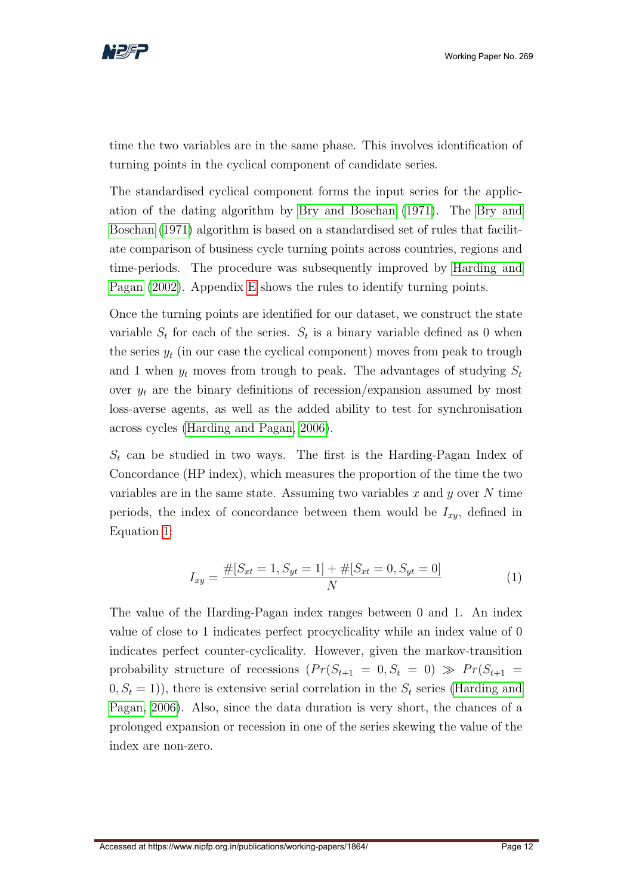time the two variables are in the same phase. This involves identification of turning points in the cyclical component of candidate series.

The standardised cyclical component forms the input series for the application of the dating algorithm by Bry and Boschan (1971). The Bry and Boschan (1971) algorithm is based on a standardised set of rules that facilitate comparison of business cycle turning points across countries, regions and time-periods. The procedure was subsequently improved by Harding and Pagan (2002). Appendix E shows the rules to identify turning points.

Once the turning points are identified for our dataset, we construct the state variable $S_t$ for each of the series. $S_t$ is a binary variable defined as 0 when the series $y_t$ (in our case the cyclical component) moves from peak to trough and 1 when $y_t$ moves from trough to peak. The advantages of studying $S_t$ over $y_t$ are the binary definitions of recession/expansion assumed by most loss-averse agents, as well as the added ability to test for synchronisation across cycles (Harding and Pagan, 2006).

$S_t$ can be studied in two ways. The first is the Harding-Pagan Index of Concordance (HP index), which measures the proportion of the time the two variables are in the same state. Assuming two variables $x$ and $y$ over $N$ time periods, the index of concordance between them would be $I_{xy}$, defined in Equation 1:

$$I_{xy} = \frac{\#[S_{xt} = 1, S_{yt} = 1] + \#[S_{xt} = 0, S_{yt} = 0]}{N} \tag{1}$$

The value of the Harding-Pagan index ranges between 0 and 1. An index value of close to 1 indicates perfect procyclicality while an index value of 0 indicates perfect counter-cyclicality. However, given the markov-transition probability structure of recessions ($Pr(S_{t+1} = 0, S_t = 0) \gg Pr(S_{t+1} = 0, S_t = 1)$), there is extensive serial correlation in the $S_t$ series (Harding and Pagan, 2006). Also, since the data duration is very short, the chances of a prolonged expansion or recession in one of the series skewing the value of the index are non-zero.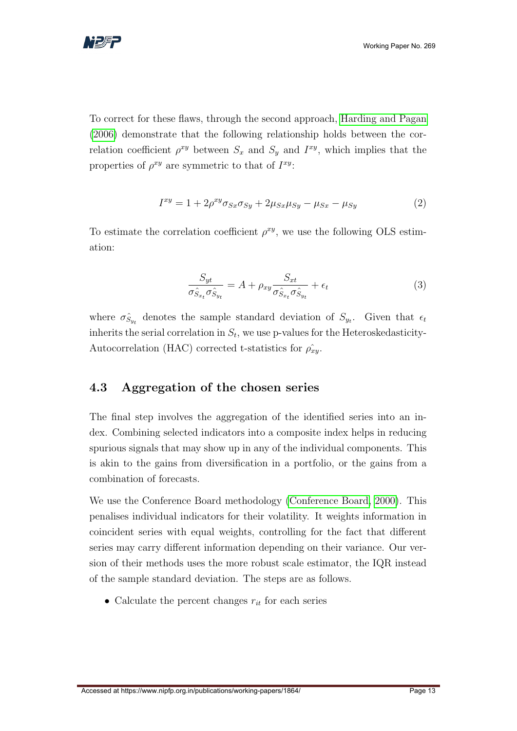To correct for these flaws, through the second approach, Harding and Pagan (2006) demonstrate that the following relationship holds between the correlation coefficient $\rho^{xy}$ between $S_x$ and $S_y$ and $I^{xy}$, which implies that the properties of $\rho^{xy}$ are symmetric to that of $I^{xy}$:

$$I^{xy} = 1 + 2\rho^{xy}\sigma_{Sx}\sigma_{Sy} + 2\mu_{Sx}\mu_{Sy} - \mu_{Sx} - \mu_{Sy} \tag{2}$$

To estimate the correlation coefficient $\rho^{xy}$, we use the following OLS estimation:

$$\frac{S_{yt}}{\sigma_{\hat{S_{x_t}}}\sigma_{\hat{S_{y_t}}}} = A + \rho_{xy}\frac{S_{xt}}{\sigma_{\hat{S_{x_t}}}\sigma_{\hat{S_{y_t}}}} + \epsilon_t \tag{3}$$

where $\sigma_{\hat{S_{y_t}}}$ denotes the sample standard deviation of $S_{y_t}$. Given that $\epsilon_t$ inherits the serial correlation in $S_t$, we use p-values for the Heteroskedasticity-Autocorrelation (HAC) corrected t-statistics for $\hat{\rho_{xy}}$.

### 4.3 Aggregation of the chosen series

The final step involves the aggregation of the identified series into an index. Combining selected indicators into a composite index helps in reducing spurious signals that may show up in any of the individual components. This is akin to the gains from diversification in a portfolio, or the gains from a combination of forecasts.

We use the Conference Board methodology (Conference Board, 2000). This penalises individual indicators for their volatility. It weights information in coincident series with equal weights, controlling for the fact that different series may carry different information depending on their variance. Our version of their methods uses the more robust scale estimator, the IQR instead of the sample standard deviation. The steps are as follows.

- Calculate the percent changes $r_{it}$ for each series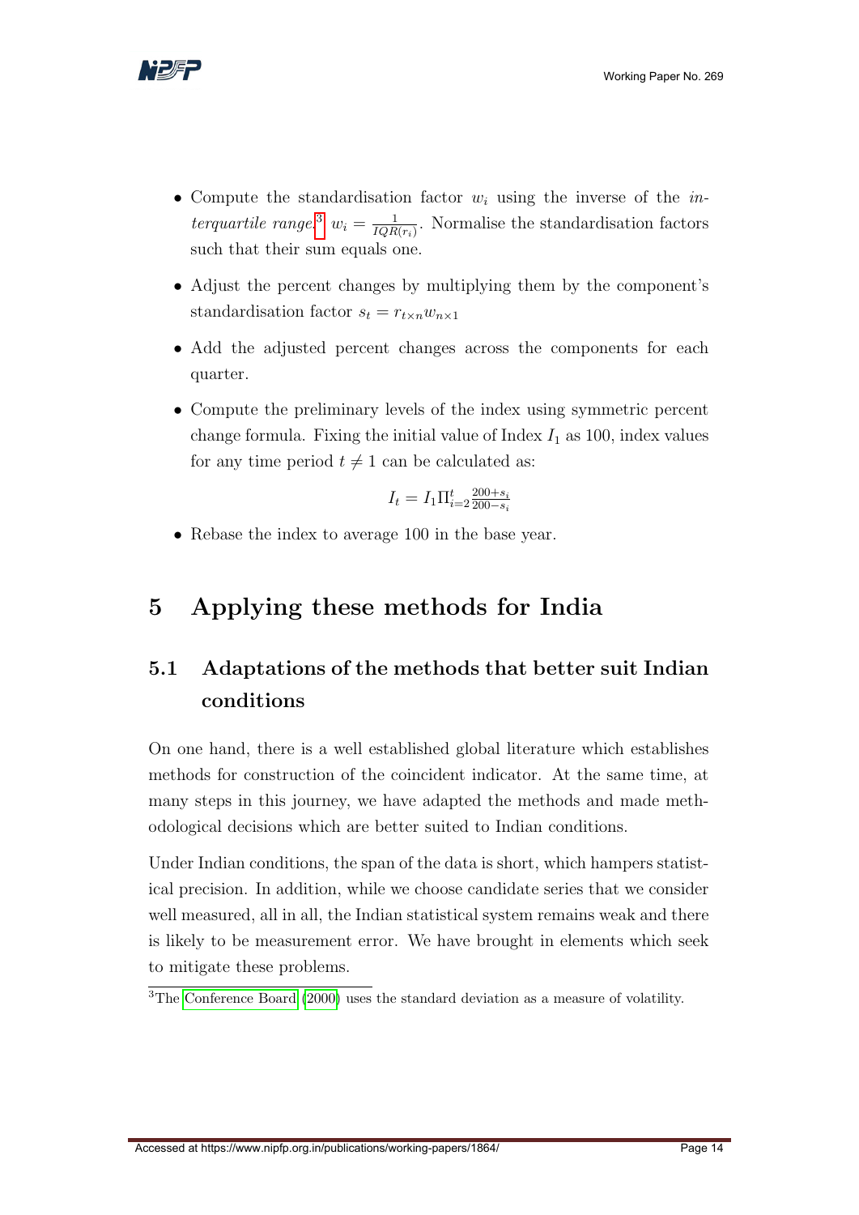- Compute the standardisation factor $w_i$ using the inverse of the *interquartile range*.[3] $w_i = \frac{1}{IQR(r_i)}$. Normalise the standardisation factors such that their sum equals one.
- Adjust the percent changes by multiplying them by the component's standardisation factor $s_t = r_{t \times n} w_{n \times 1}$
- Add the adjusted percent changes across the components for each quarter.
- Compute the preliminary levels of the index using symmetric percent change formula. Fixing the initial value of Index $I_1$ as 100, index values for any time period $t \neq 1$ can be calculated as:

$$I_t = I_1 \Pi_{i=2}^{t} \frac{200 + s_i}{200 - s_i}$$

- Rebase the index to average 100 in the base year.

# 5 Applying these methods for India

## 5.1 Adaptations of the methods that better suit Indian conditions

On one hand, there is a well established global literature which establishes methods for construction of the coincident indicator. At the same time, at many steps in this journey, we have adapted the methods and made methodological decisions which are better suited to Indian conditions.

Under Indian conditions, the span of the data is short, which hampers statistical precision. In addition, while we choose candidate series that we consider well measured, all in all, the Indian statistical system remains weak and there is likely to be measurement error. We have brought in elements which seek to mitigate these problems.

[3] The Conference Board (2000) uses the standard deviation as a measure of volatility.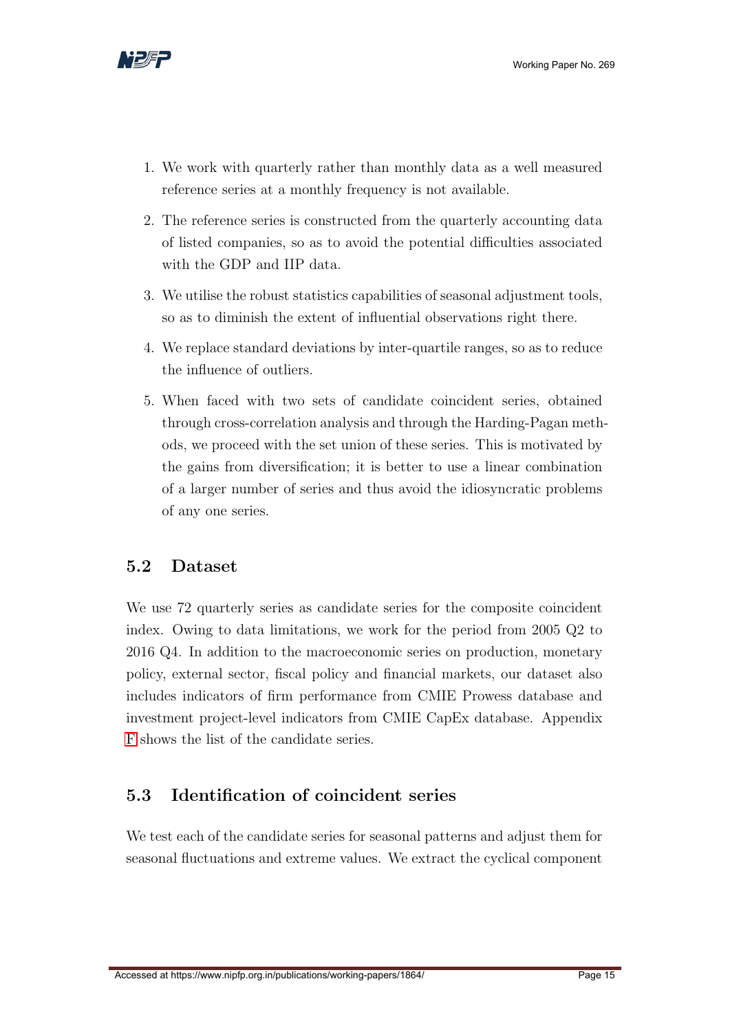1. We work with quarterly rather than monthly data as a well measured reference series at a monthly frequency is not available.

2. The reference series is constructed from the quarterly accounting data of listed companies, so as to avoid the potential difficulties associated with the GDP and IIP data.

3. We utilise the robust statistics capabilities of seasonal adjustment tools, so as to diminish the extent of influential observations right there.

4. We replace standard deviations by inter-quartile ranges, so as to reduce the influence of outliers.

5. When faced with two sets of candidate coincident series, obtained through cross-correlation analysis and through the Harding-Pagan methods, we proceed with the set union of these series. This is motivated by the gains from diversification; it is better to use a linear combination of a larger number of series and thus avoid the idiosyncratic problems of any one series.

## 5.2 Dataset

We use 72 quarterly series as candidate series for the composite coincident index. Owing to data limitations, we work for the period from 2005 Q2 to 2016 Q4. In addition to the macroeconomic series on production, monetary policy, external sector, fiscal policy and financial markets, our dataset also includes indicators of firm performance from CMIE Prowess database and investment project-level indicators from CMIE CapEx database. Appendix F shows the list of the candidate series.

## 5.3 Identification of coincident series

We test each of the candidate series for seasonal patterns and adjust them for seasonal fluctuations and extreme values. We extract the cyclical component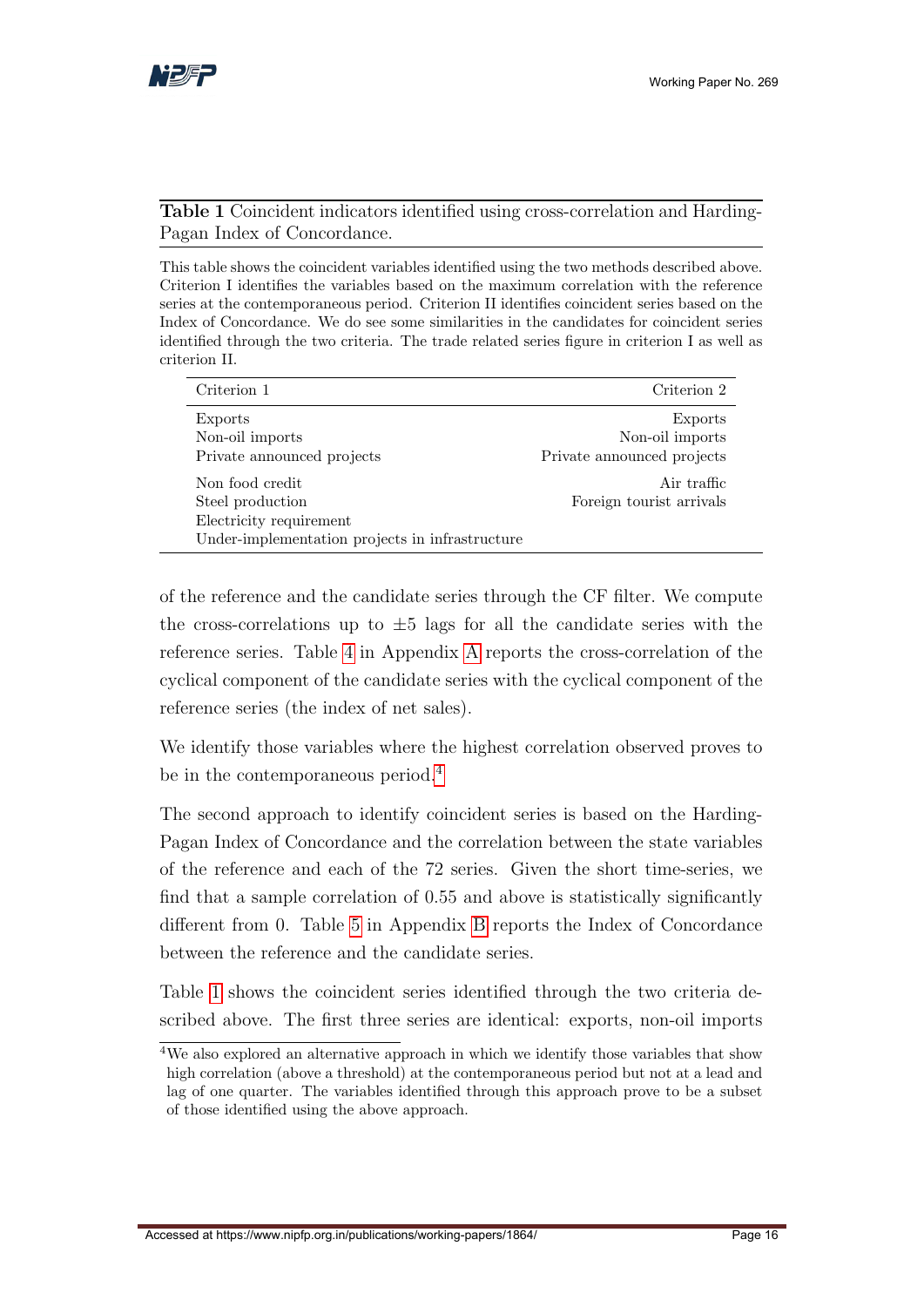**Table 1** Coincident indicators identified using cross-correlation and Harding-Pagan Index of Concordance.

This table shows the coincident variables identified using the two methods described above. Criterion I identifies the variables based on the maximum correlation with the reference series at the contemporaneous period. Criterion II identifies coincident series based on the Index of Concordance. We do see some similarities in the candidates for coincident series identified through the two criteria. The trade related series figure in criterion I as well as criterion II.

| Criterion 1 | Criterion 2 |
|---|---|
| Exports | Exports |
| Non-oil imports | Non-oil imports |
| Private announced projects | Private announced projects |
| Non food credit | Air traffic |
| Steel production | Foreign tourist arrivals |
| Electricity requirement | |
| Under-implementation projects in infrastructure | |

of the reference and the candidate series through the CF filter. We compute the cross-correlations up to $\pm 5$ lags for all the candidate series with the reference series. Table 4 in Appendix A reports the cross-correlation of the cyclical component of the candidate series with the cyclical component of the reference series (the index of net sales).

We identify those variables where the highest correlation observed proves to be in the contemporaneous period.[4]

The second approach to identify coincident series is based on the Harding-Pagan Index of Concordance and the correlation between the state variables of the reference and each of the 72 series. Given the short time-series, we find that a sample correlation of 0.55 and above is statistically significantly different from 0. Table 5 in Appendix B reports the Index of Concordance between the reference and the candidate series.

Table 1 shows the coincident series identified through the two criteria described above. The first three series are identical: exports, non-oil imports

[4] We also explored an alternative approach in which we identify those variables that show high correlation (above a threshold) at the contemporaneous period but not at a lead and lag of one quarter. The variables identified through this approach prove to be a subset of those identified using the above approach.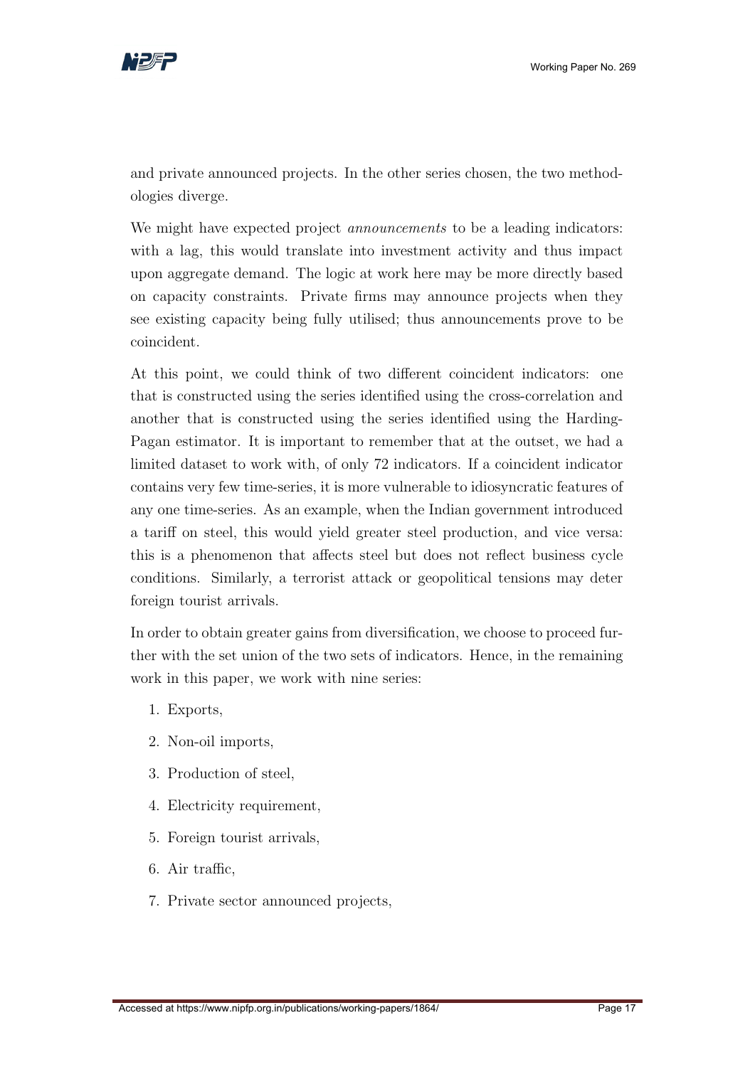and private announced projects. In the other series chosen, the two methodologies diverge.

We might have expected project *announcements* to be a leading indicators: with a lag, this would translate into investment activity and thus impact upon aggregate demand. The logic at work here may be more directly based on capacity constraints. Private firms may announce projects when they see existing capacity being fully utilised; thus announcements prove to be coincident.

At this point, we could think of two different coincident indicators: one that is constructed using the series identified using the cross-correlation and another that is constructed using the series identified using the Harding-Pagan estimator. It is important to remember that at the outset, we had a limited dataset to work with, of only 72 indicators. If a coincident indicator contains very few time-series, it is more vulnerable to idiosyncratic features of any one time-series. As an example, when the Indian government introduced a tariff on steel, this would yield greater steel production, and vice versa: this is a phenomenon that affects steel but does not reflect business cycle conditions. Similarly, a terrorist attack or geopolitical tensions may deter foreign tourist arrivals.

In order to obtain greater gains from diversification, we choose to proceed further with the set union of the two sets of indicators. Hence, in the remaining work in this paper, we work with nine series:

1. Exports,
2. Non-oil imports,
3. Production of steel,
4. Electricity requirement,
5. Foreign tourist arrivals,
6. Air traffic,
7. Private sector announced projects,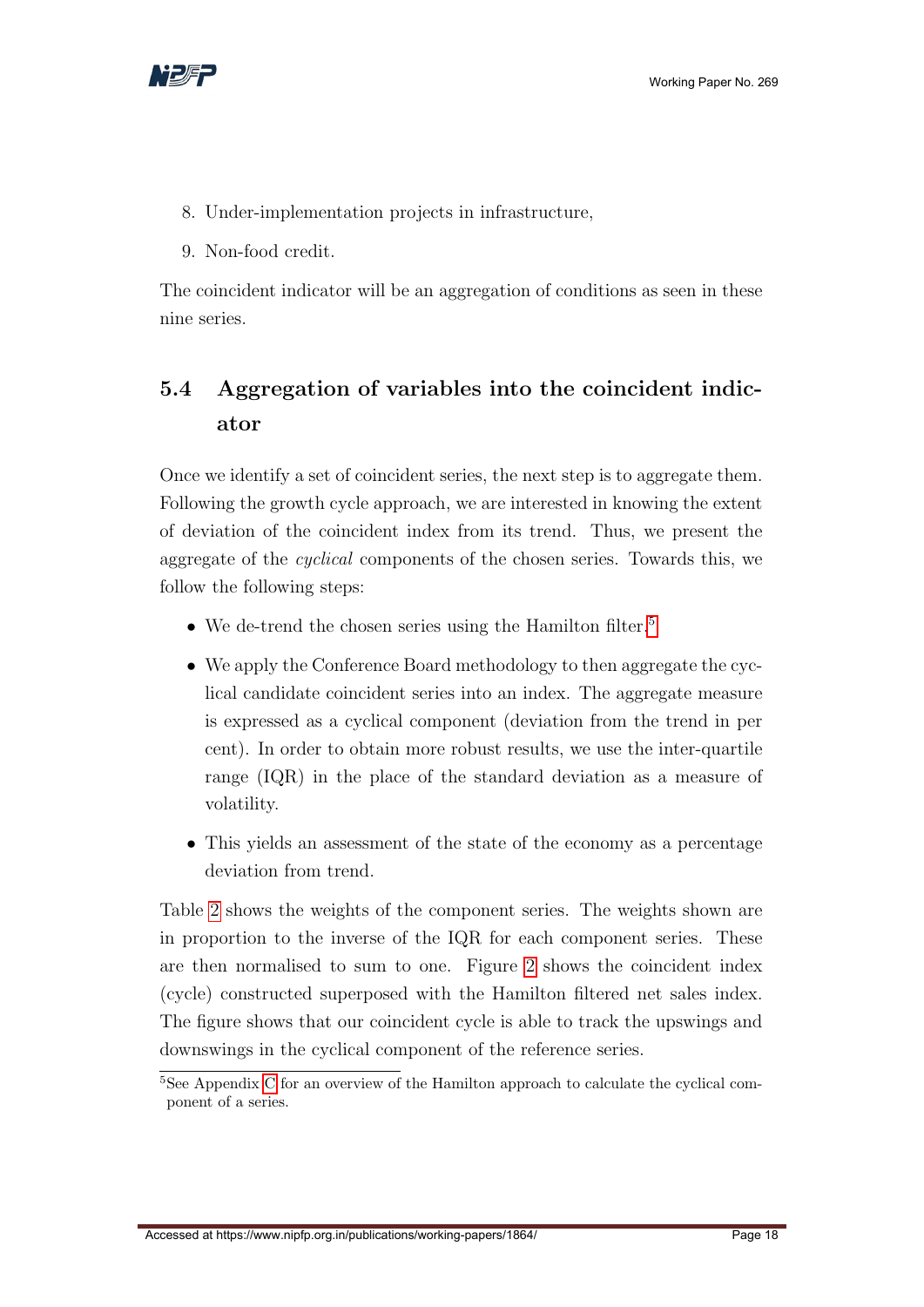8. Under-implementation projects in infrastructure,
9. Non-food credit.

The coincident indicator will be an aggregation of conditions as seen in these nine series.

## 5.4 Aggregation of variables into the coincident indicator

Once we identify a set of coincident series, the next step is to aggregate them. Following the growth cycle approach, we are interested in knowing the extent of deviation of the coincident index from its trend. Thus, we present the aggregate of the *cyclical* components of the chosen series. Towards this, we follow the following steps:

- We de-trend the chosen series using the Hamilton filter.[5]
- We apply the Conference Board methodology to then aggregate the cyclical candidate coincident series into an index. The aggregate measure is expressed as a cyclical component (deviation from the trend in per cent). In order to obtain more robust results, we use the inter-quartile range (IQR) in the place of the standard deviation as a measure of volatility.
- This yields an assessment of the state of the economy as a percentage deviation from trend.

Table 2 shows the weights of the component series. The weights shown are in proportion to the inverse of the IQR for each component series. These are then normalised to sum to one. Figure 2 shows the coincident index (cycle) constructed superposed with the Hamilton filtered net sales index. The figure shows that our coincident cycle is able to track the upswings and downswings in the cyclical component of the reference series.

[5] See Appendix C for an overview of the Hamilton approach to calculate the cyclical component of a series.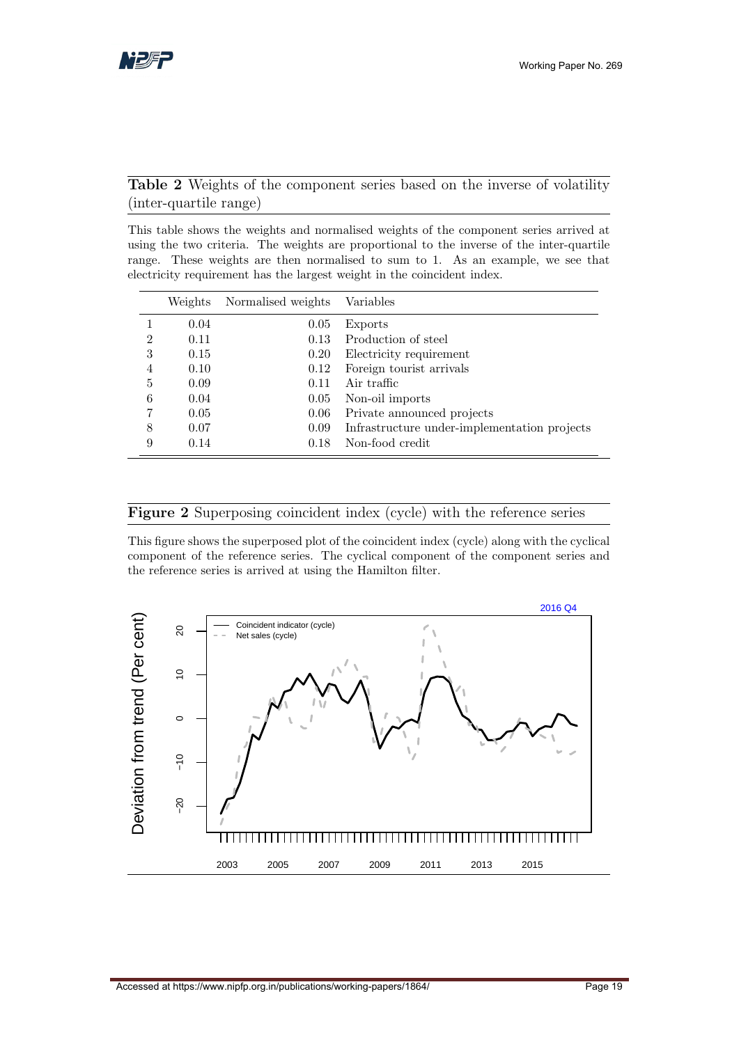**Table 2** Weights of the component series based on the inverse of volatility (inter-quartile range)

This table shows the weights and normalised weights of the component series arrived at using the two criteria. The weights are proportional to the inverse of the inter-quartile range. These weights are then normalised to sum to 1. As an example, we see that electricity requirement has the largest weight in the coincident index.

| | Weights | Normalised weights | Variables |
|---|---|---|---|
| 1 | 0.04 | 0.05 | Exports |
| 2 | 0.11 | 0.13 | Production of steel |
| 3 | 0.15 | 0.20 | Electricity requirement |
| 4 | 0.10 | 0.12 | Foreign tourist arrivals |
| 5 | 0.09 | 0.11 | Air traffic |
| 6 | 0.04 | 0.05 | Non-oil imports |
| 7 | 0.05 | 0.06 | Private announced projects |
| 8 | 0.07 | 0.09 | Infrastructure under-implementation projects |
| 9 | 0.14 | 0.18 | Non-food credit |

**Figure 2** Superposing coincident index (cycle) with the reference series

This figure shows the superposed plot of the coincident index (cycle) along with the cyclical component of the reference series. The cyclical component of the component series and the reference series is arrived at using the Hamilton filter.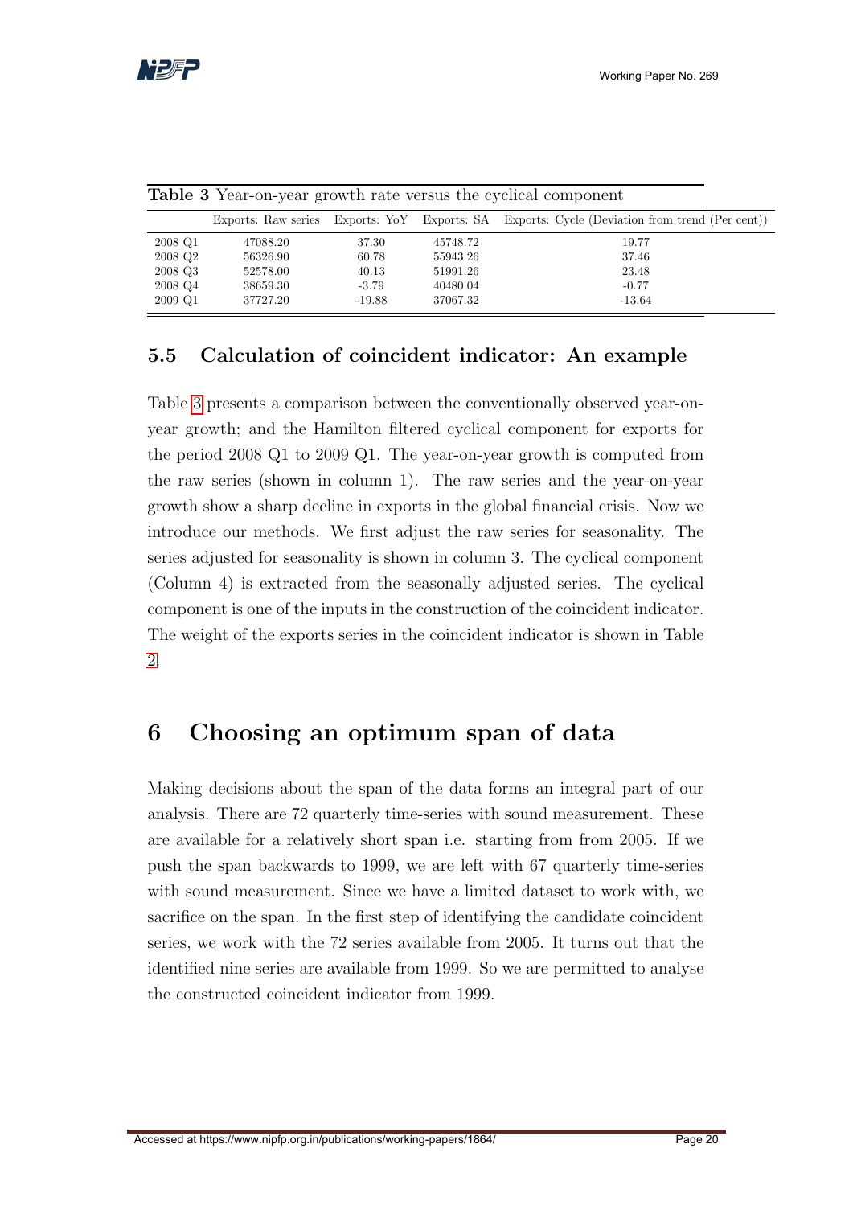**Table 3** Year-on-year growth rate versus the cyclical component

| | Exports: Raw series | Exports: YoY | Exports: SA | Exports: Cycle (Deviation from trend (Per cent)) |
|---|---|---|---|---|
| 2008 Q1 | 47088.20 | 37.30 | 45748.72 | 19.77 |
| 2008 Q2 | 56326.90 | 60.78 | 55943.26 | 37.46 |
| 2008 Q3 | 52578.00 | 40.13 | 51991.26 | 23.48 |
| 2008 Q4 | 38659.30 | -3.79 | 40480.04 | -0.77 |
| 2009 Q1 | 37727.20 | -19.88 | 37067.32 | -13.64 |

### 5.5 Calculation of coincident indicator: An example

Table 3 presents a comparison between the conventionally observed year-on-year growth; and the Hamilton filtered cyclical component for exports for the period 2008 Q1 to 2009 Q1. The year-on-year growth is computed from the raw series (shown in column 1). The raw series and the year-on-year growth show a sharp decline in exports in the global financial crisis. Now we introduce our methods. We first adjust the raw series for seasonality. The series adjusted for seasonality is shown in column 3. The cyclical component (Column 4) is extracted from the seasonally adjusted series. The cyclical component is one of the inputs in the construction of the coincident indicator. The weight of the exports series in the coincident indicator is shown in Table 2.

## 6 Choosing an optimum span of data

Making decisions about the span of the data forms an integral part of our analysis. There are 72 quarterly time-series with sound measurement. These are available for a relatively short span i.e. starting from from 2005. If we push the span backwards to 1999, we are left with 67 quarterly time-series with sound measurement. Since we have a limited dataset to work with, we sacrifice on the span. In the first step of identifying the candidate coincident series, we work with the 72 series available from 2005. It turns out that the identified nine series are available from 1999. So we are permitted to analyse the constructed coincident indicator from 1999.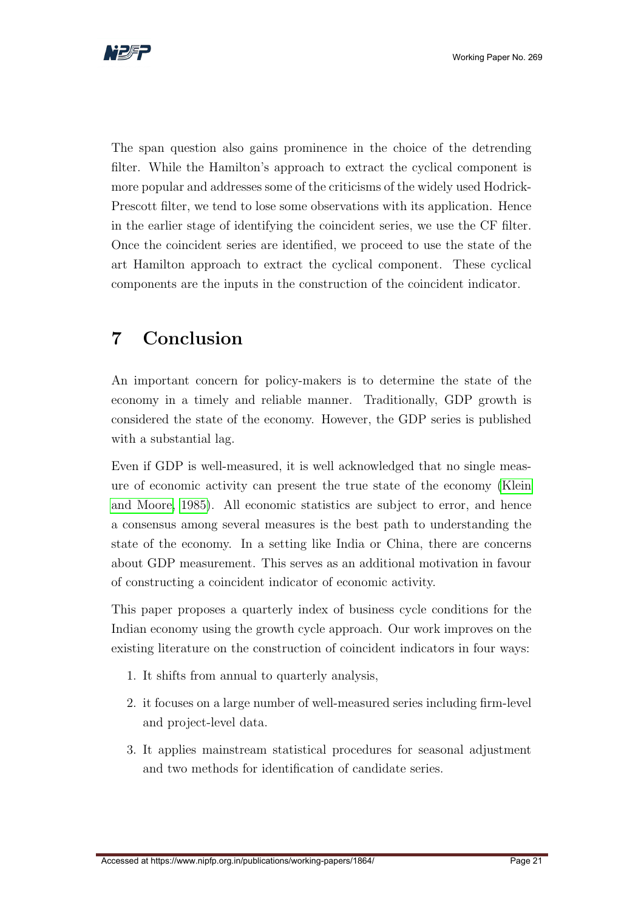The span question also gains prominence in the choice of the detrending filter. While the Hamilton's approach to extract the cyclical component is more popular and addresses some of the criticisms of the widely used Hodrick-Prescott filter, we tend to lose some observations with its application. Hence in the earlier stage of identifying the coincident series, we use the CF filter. Once the coincident series are identified, we proceed to use the state of the art Hamilton approach to extract the cyclical component. These cyclical components are the inputs in the construction of the coincident indicator.

# 7 Conclusion

An important concern for policy-makers is to determine the state of the economy in a timely and reliable manner. Traditionally, GDP growth is considered the state of the economy. However, the GDP series is published with a substantial lag.

Even if GDP is well-measured, it is well acknowledged that no single measure of economic activity can present the true state of the economy (Klein and Moore, 1985). All economic statistics are subject to error, and hence a consensus among several measures is the best path to understanding the state of the economy. In a setting like India or China, there are concerns about GDP measurement. This serves as an additional motivation in favour of constructing a coincident indicator of economic activity.

This paper proposes a quarterly index of business cycle conditions for the Indian economy using the growth cycle approach. Our work improves on the existing literature on the construction of coincident indicators in four ways:

1. It shifts from annual to quarterly analysis,
2. it focuses on a large number of well-measured series including firm-level and project-level data.
3. It applies mainstream statistical procedures for seasonal adjustment and two methods for identification of candidate series.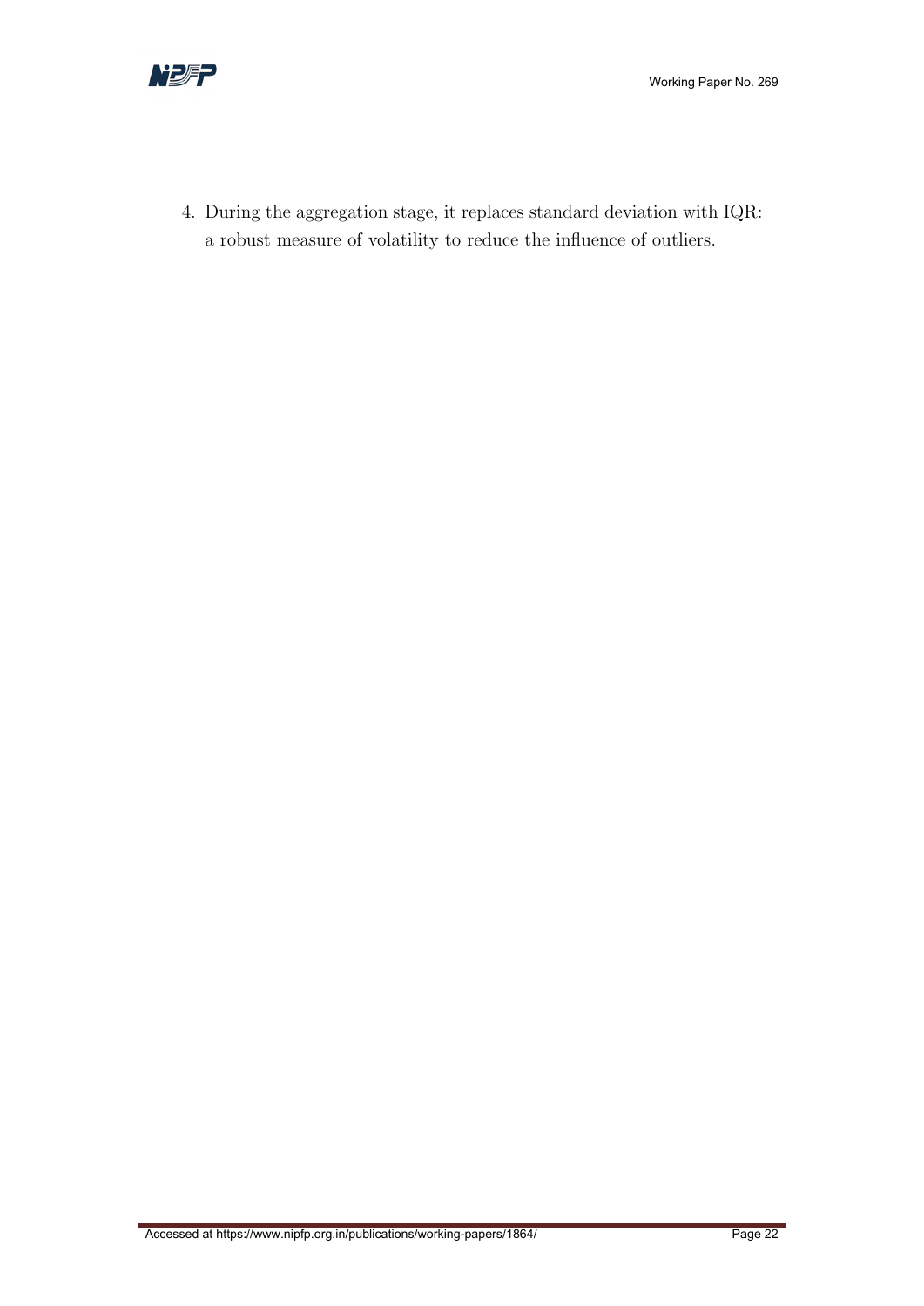4. During the aggregation stage, it replaces standard deviation with IQR: a robust measure of volatility to reduce the influence of outliers.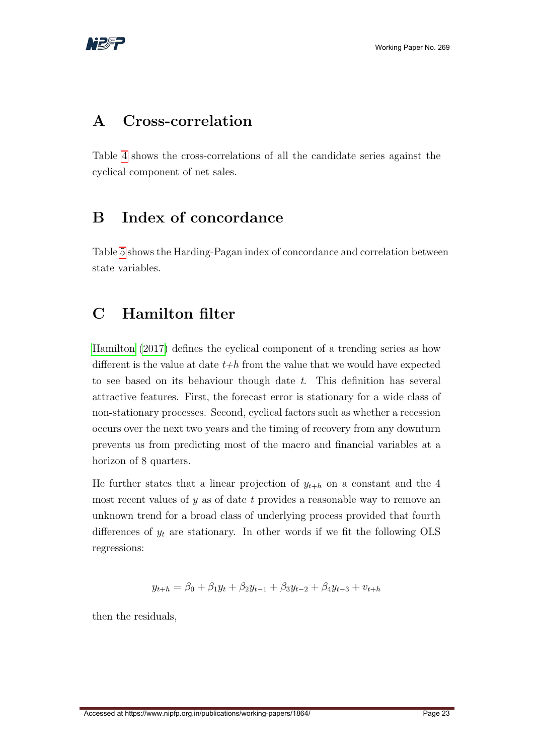# A Cross-correlation

Table 4 shows the cross-correlations of all the candidate series against the cyclical component of net sales.

# B Index of concordance

Table 5 shows the Harding-Pagan index of concordance and correlation between state variables.

# C Hamilton filter

Hamilton (2017) defines the cyclical component of a trending series as how different is the value at date $t+h$ from the value that we would have expected to see based on its behaviour though date $t$. This definition has several attractive features. First, the forecast error is stationary for a wide class of non-stationary processes. Second, cyclical factors such as whether a recession occurs over the next two years and the timing of recovery from any downturn prevents us from predicting most of the macro and financial variables at a horizon of 8 quarters.

He further states that a linear projection of $y_{t+h}$ on a constant and the 4 most recent values of $y$ as of date $t$ provides a reasonable way to remove an unknown trend for a broad class of underlying process provided that fourth differences of $y_t$ are stationary. In other words if we fit the following OLS regressions:

$$y_{t+h} = \beta_0 + \beta_1 y_t + \beta_2 y_{t-1} + \beta_3 y_{t-2} + \beta_4 y_{t-3} + v_{t+h}$$

then the residuals,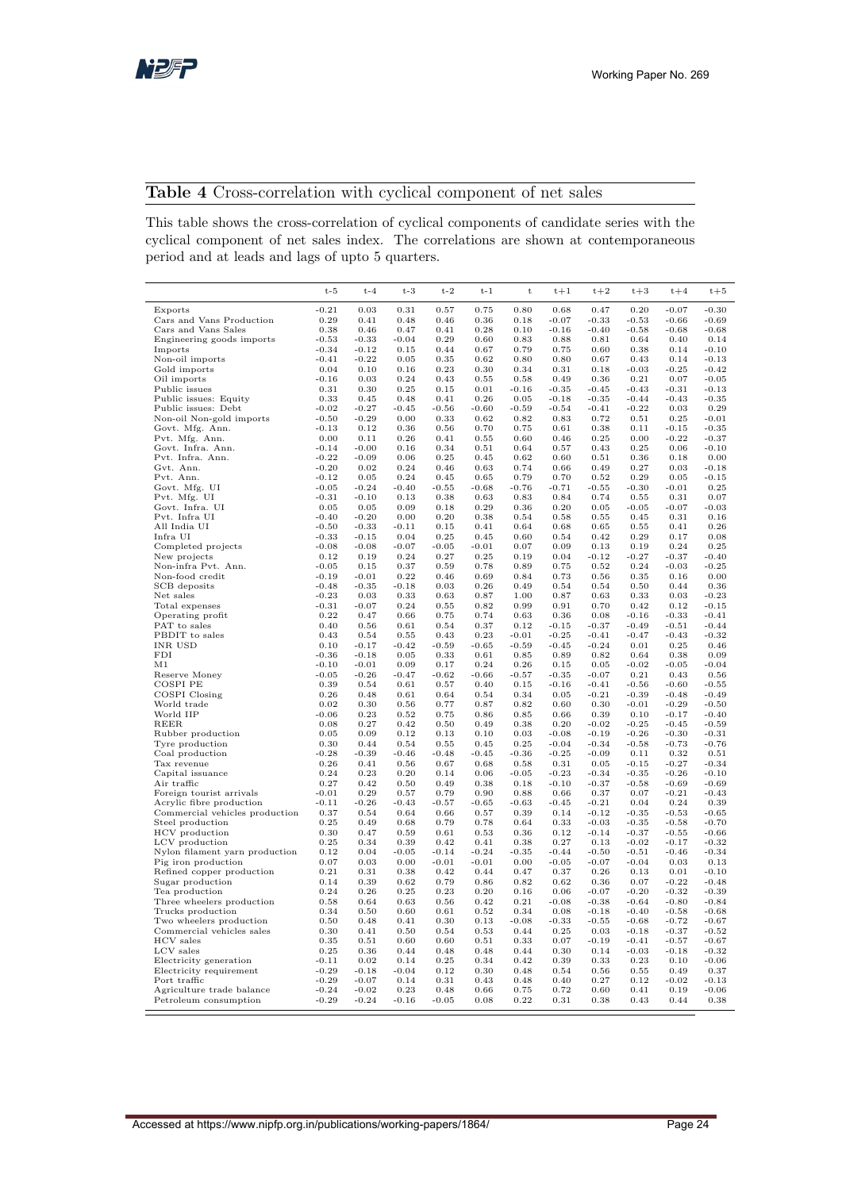## **Table 4** Cross-correlation with cyclical component of net sales

This table shows the cross-correlation of cyclical components of candidate series with the cyclical component of net sales index. The correlations are shown at contemporaneous period and at leads and lags of upto 5 quarters.

| | t-5 | t-4 | t-3 | t-2 | t-1 | t | t+1 | t+2 | t+3 | t+4 | t+5 |
|---|---|---|---|---|---|---|---|---|---|---|---|
| Exports | -0.21 | 0.03 | 0.31 | 0.57 | 0.75 | 0.80 | 0.68 | 0.47 | 0.20 | -0.07 | -0.30 |
| Cars and Vans Production | 0.29 | 0.41 | 0.48 | 0.46 | 0.36 | 0.18 | -0.07 | -0.33 | -0.53 | -0.66 | -0.69 |
| Cars and Vans Sales | 0.38 | 0.46 | 0.47 | 0.41 | 0.28 | 0.10 | -0.16 | -0.40 | -0.58 | -0.68 | -0.68 |
| Engineering goods imports | -0.53 | -0.33 | -0.04 | 0.29 | 0.60 | 0.83 | 0.88 | 0.81 | 0.64 | 0.40 | 0.14 |
| Imports | -0.34 | -0.12 | 0.15 | 0.44 | 0.67 | 0.79 | 0.75 | 0.60 | 0.38 | 0.14 | -0.10 |
| Non-oil imports | -0.41 | -0.22 | 0.05 | 0.35 | 0.62 | 0.80 | 0.80 | 0.67 | 0.43 | 0.14 | -0.13 |
| Gold imports | 0.04 | 0.10 | 0.16 | 0.23 | 0.30 | 0.34 | 0.31 | 0.18 | -0.03 | -0.25 | -0.42 |
| Oil imports | -0.16 | 0.03 | 0.24 | 0.43 | 0.55 | 0.58 | 0.49 | 0.36 | 0.21 | 0.07 | -0.05 |
| Public issues | 0.31 | 0.30 | 0.25 | 0.15 | 0.01 | -0.16 | -0.35 | -0.45 | -0.43 | -0.31 | -0.13 |
| Public issues: Equity | 0.33 | 0.45 | 0.48 | 0.41 | 0.26 | 0.05 | -0.18 | -0.35 | -0.44 | -0.43 | -0.35 |
| Public issues: Debt | -0.02 | -0.27 | -0.45 | -0.56 | -0.60 | -0.59 | -0.54 | -0.41 | -0.22 | 0.03 | 0.29 |
| Non-oil Non-gold imports | -0.50 | -0.29 | 0.00 | 0.33 | 0.62 | 0.82 | 0.83 | 0.72 | 0.51 | 0.25 | -0.01 |
| Govt. Mfg. Ann. | -0.13 | 0.12 | 0.36 | 0.56 | 0.70 | 0.75 | 0.61 | 0.38 | 0.11 | -0.15 | -0.35 |
| Pvt. Mfg. Ann. | 0.00 | 0.11 | 0.26 | 0.41 | 0.55 | 0.60 | 0.46 | 0.25 | 0.00 | -0.22 | -0.37 |
| Govt. Infra. Ann. | -0.14 | -0.00 | 0.16 | 0.34 | 0.51 | 0.64 | 0.57 | 0.43 | 0.25 | 0.06 | -0.10 |
| Pvt. Infra. Ann. | -0.22 | -0.09 | 0.06 | 0.25 | 0.45 | 0.62 | 0.60 | 0.51 | 0.36 | 0.18 | 0.00 |
| Gvt. Ann. | -0.20 | 0.02 | 0.24 | 0.46 | 0.63 | 0.74 | 0.66 | 0.49 | 0.27 | 0.03 | -0.18 |
| Pvt. Ann. | -0.12 | 0.05 | 0.24 | 0.45 | 0.65 | 0.79 | 0.70 | 0.52 | 0.29 | 0.05 | -0.15 |
| Govt. Mfg. UI | -0.05 | -0.24 | -0.40 | -0.55 | -0.68 | -0.76 | -0.71 | -0.55 | -0.30 | -0.01 | 0.25 |
| Pvt. Mfg. UI | -0.31 | -0.10 | 0.13 | 0.38 | 0.63 | 0.83 | 0.84 | 0.74 | 0.55 | 0.31 | 0.07 |
| Govt. Infra. UI | 0.05 | 0.05 | 0.09 | 0.18 | 0.29 | 0.36 | 0.20 | 0.05 | -0.05 | -0.07 | -0.03 |
| Pvt. Infra UI | -0.40 | -0.20 | 0.00 | 0.20 | 0.38 | 0.54 | 0.58 | 0.55 | 0.45 | 0.31 | 0.16 |
| All India UI | -0.50 | -0.33 | -0.11 | 0.15 | 0.41 | 0.64 | 0.68 | 0.65 | 0.55 | 0.41 | 0.26 |
| Infra UI | -0.33 | -0.15 | 0.04 | 0.25 | 0.45 | 0.60 | 0.54 | 0.42 | 0.29 | 0.17 | 0.08 |
| Completed projects | -0.08 | -0.08 | -0.07 | -0.05 | -0.01 | 0.07 | 0.09 | 0.13 | 0.19 | 0.24 | 0.25 |
| New projects | 0.12 | 0.19 | 0.24 | 0.27 | 0.25 | 0.19 | 0.04 | -0.12 | -0.27 | -0.37 | -0.40 |
| Non-infra Pvt. Ann. | -0.05 | 0.15 | 0.37 | 0.59 | 0.78 | 0.89 | 0.75 | 0.52 | 0.24 | -0.03 | -0.25 |
| Non-food credit | -0.19 | -0.01 | 0.22 | 0.46 | 0.69 | 0.84 | 0.73 | 0.56 | 0.35 | 0.16 | 0.00 |
| SCB deposits | -0.48 | -0.35 | -0.18 | 0.03 | 0.26 | 0.49 | 0.54 | 0.54 | 0.50 | 0.44 | 0.36 |
| Net sales | -0.23 | 0.03 | 0.33 | 0.63 | 0.87 | 1.00 | 0.87 | 0.63 | 0.33 | 0.03 | -0.23 |
| Total expenses | -0.31 | -0.07 | 0.24 | 0.55 | 0.82 | 0.99 | 0.91 | 0.70 | 0.42 | 0.12 | -0.15 |
| Operating profit | 0.22 | 0.47 | 0.66 | 0.75 | 0.74 | 0.63 | 0.36 | 0.08 | -0.16 | -0.33 | -0.41 |
| PAT to sales | 0.40 | 0.56 | 0.61 | 0.54 | 0.37 | 0.12 | -0.15 | -0.37 | -0.49 | -0.51 | -0.44 |
| PBDIT to sales | 0.43 | 0.54 | 0.55 | 0.43 | 0.23 | -0.01 | -0.25 | -0.41 | -0.47 | -0.43 | -0.32 |
| INR USD | 0.10 | -0.17 | -0.42 | -0.59 | -0.65 | -0.59 | -0.45 | -0.24 | 0.01 | 0.25 | 0.46 |
| FDI | -0.36 | -0.18 | 0.05 | 0.33 | 0.61 | 0.85 | 0.89 | 0.82 | 0.64 | 0.38 | 0.09 |
| M1 | -0.10 | -0.01 | 0.09 | 0.17 | 0.24 | 0.26 | 0.15 | 0.05 | -0.02 | -0.05 | -0.04 |
| Reserve Money | -0.05 | -0.26 | -0.47 | -0.62 | -0.66 | -0.57 | -0.35 | -0.07 | 0.21 | 0.43 | 0.56 |
| COSPI PE | 0.39 | 0.54 | 0.61 | 0.57 | 0.40 | 0.15 | -0.16 | -0.41 | -0.56 | -0.60 | -0.55 |
| COSPI Closing | 0.26 | 0.48 | 0.61 | 0.64 | 0.54 | 0.34 | 0.05 | -0.21 | -0.39 | -0.48 | -0.49 |
| World trade | 0.02 | 0.30 | 0.56 | 0.77 | 0.87 | 0.82 | 0.60 | 0.30 | -0.01 | -0.29 | -0.50 |
| World IIP | -0.06 | 0.23 | 0.52 | 0.75 | 0.86 | 0.85 | 0.66 | 0.39 | 0.10 | -0.17 | -0.40 |
| REER | 0.08 | 0.27 | 0.42 | 0.50 | 0.49 | 0.38 | 0.20 | -0.02 | -0.25 | -0.45 | -0.59 |
| Rubber production | 0.05 | 0.09 | 0.12 | 0.13 | 0.10 | 0.03 | -0.08 | -0.19 | -0.26 | -0.30 | -0.31 |
| Tyre production | 0.30 | 0.44 | 0.54 | 0.55 | 0.45 | 0.25 | -0.04 | -0.34 | -0.58 | -0.73 | -0.76 |
| Coal production | -0.28 | -0.39 | -0.46 | -0.48 | -0.45 | -0.36 | -0.25 | -0.09 | 0.11 | 0.32 | 0.51 |
| Tax revenue | 0.26 | 0.41 | 0.56 | 0.67 | 0.68 | 0.58 | 0.31 | 0.05 | -0.15 | -0.27 | -0.34 |
| Capital issuance | 0.24 | 0.23 | 0.20 | 0.14 | 0.06 | -0.05 | -0.23 | -0.34 | -0.35 | -0.26 | -0.10 |
| Air traffic | 0.27 | 0.42 | 0.50 | 0.49 | 0.38 | 0.18 | -0.10 | -0.37 | -0.58 | -0.69 | -0.69 |
| Foreign tourist arrivals | -0.01 | 0.29 | 0.57 | 0.79 | 0.90 | 0.88 | 0.66 | 0.37 | 0.07 | -0.21 | -0.43 |
| Acrylic fibre production | -0.11 | -0.26 | -0.43 | -0.57 | -0.65 | -0.63 | -0.45 | -0.21 | 0.04 | 0.24 | 0.39 |
| Commercial vehicles production | 0.37 | 0.54 | 0.64 | 0.66 | 0.57 | 0.39 | 0.14 | -0.12 | -0.35 | -0.53 | -0.65 |
| Steel production | 0.25 | 0.49 | 0.68 | 0.79 | 0.78 | 0.64 | 0.33 | -0.03 | -0.35 | -0.58 | -0.70 |
| HCV production | 0.30 | 0.47 | 0.59 | 0.61 | 0.53 | 0.36 | 0.12 | -0.14 | -0.37 | -0.55 | -0.66 |
| LCV production | 0.25 | 0.34 | 0.39 | 0.42 | 0.41 | 0.38 | 0.27 | 0.13 | -0.02 | -0.17 | -0.32 |
| Nylon filament yarn production | 0.12 | 0.04 | -0.05 | -0.14 | -0.24 | -0.35 | -0.44 | -0.50 | -0.51 | -0.46 | -0.34 |
| Pig iron production | 0.07 | 0.03 | 0.00 | -0.01 | -0.01 | 0.00 | -0.05 | -0.07 | -0.04 | 0.03 | 0.13 |
| Refined copper production | 0.21 | 0.31 | 0.38 | 0.42 | 0.44 | 0.47 | 0.37 | 0.26 | 0.13 | 0.01 | -0.10 |
| Sugar production | 0.14 | 0.39 | 0.62 | 0.79 | 0.86 | 0.82 | 0.62 | 0.36 | 0.07 | -0.22 | -0.48 |
| Tea production | 0.24 | 0.26 | 0.25 | 0.23 | 0.20 | 0.16 | 0.06 | -0.07 | -0.20 | -0.32 | -0.39 |
| Three wheelers production | 0.58 | 0.64 | 0.63 | 0.56 | 0.42 | 0.21 | -0.08 | -0.38 | -0.64 | -0.80 | -0.84 |
| Trucks production | 0.34 | 0.50 | 0.60 | 0.61 | 0.52 | 0.34 | 0.08 | -0.18 | -0.40 | -0.58 | -0.68 |
| Two wheelers production | 0.50 | 0.48 | 0.41 | 0.30 | 0.13 | -0.08 | -0.33 | -0.55 | -0.68 | -0.72 | -0.67 |
| Commercial vehicles sales | 0.30 | 0.41 | 0.50 | 0.54 | 0.53 | 0.44 | 0.25 | 0.03 | -0.18 | -0.37 | -0.52 |
| HCV sales | 0.35 | 0.51 | 0.60 | 0.60 | 0.51 | 0.33 | 0.07 | -0.19 | -0.41 | -0.57 | -0.67 |
| LCV sales | 0.25 | 0.36 | 0.44 | 0.48 | 0.48 | 0.44 | 0.30 | 0.14 | -0.03 | -0.18 | -0.32 |
| Electricity generation | -0.11 | 0.02 | 0.14 | 0.25 | 0.34 | 0.42 | 0.39 | 0.33 | 0.23 | 0.10 | -0.06 |
| Electricity requirement | -0.29 | -0.18 | -0.04 | 0.12 | 0.30 | 0.48 | 0.54 | 0.56 | 0.55 | 0.49 | 0.37 |
| Port traffic | -0.29 | -0.07 | 0.14 | 0.31 | 0.43 | 0.48 | 0.40 | 0.27 | 0.12 | -0.02 | -0.13 |
| Agriculture trade balance | -0.24 | -0.02 | 0.23 | 0.48 | 0.66 | 0.75 | 0.72 | 0.60 | 0.41 | 0.19 | -0.06 |
| Petroleum consumption | -0.29 | -0.24 | -0.16 | -0.05 | 0.08 | 0.22 | 0.31 | 0.38 | 0.43 | 0.44 | 0.38 |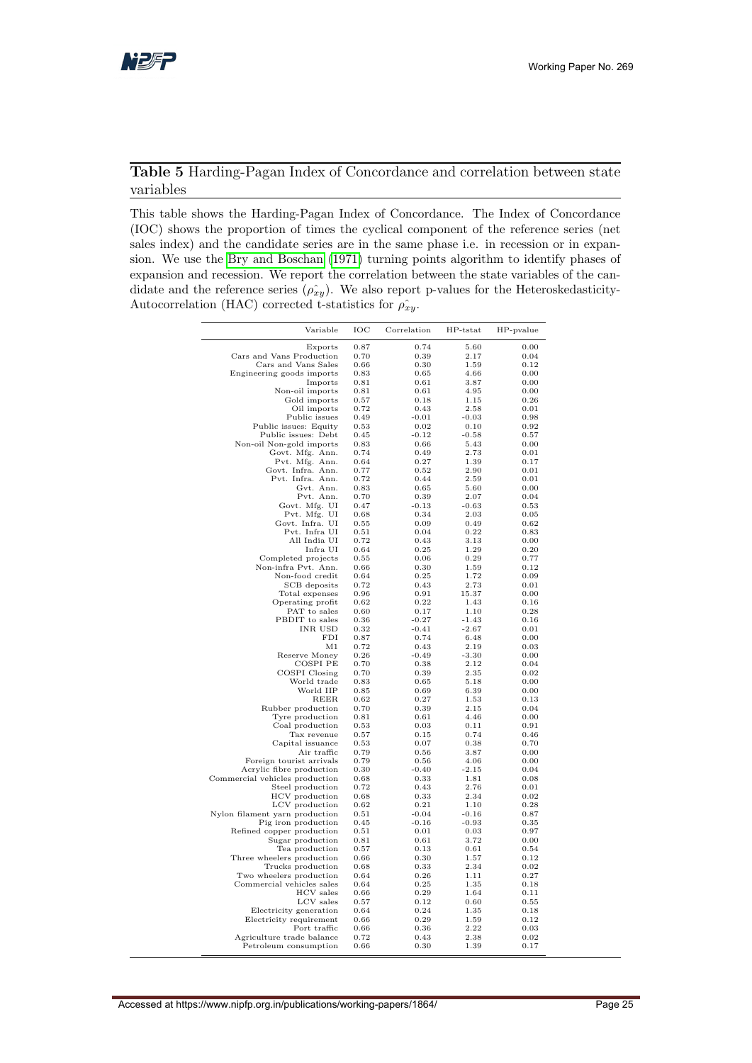**Table 5** Harding-Pagan Index of Concordance and correlation between state variables

This table shows the Harding-Pagan Index of Concordance. The Index of Concordance (IOC) shows the proportion of times the cyclical component of the reference series (net sales index) and the candidate series are in the same phase i.e. in recession or in expansion. We use the Bry and Boschan (1971) turning points algorithm to identify phases of expansion and recession. We report the correlation between the state variables of the candidate and the reference series ($\hat{\rho_{xy}}$). We also report p-values for the Heteroskedasticity-Autocorrelation (HAC) corrected t-statistics for $\hat{\rho_{xy}}$.

| Variable | IOC | Correlation | HP-tstat | HP-pvalue |
|---|---|---|---|---|
| Exports | 0.87 | 0.74 | 5.60 | 0.00 |
| Cars and Vans Production | 0.70 | 0.39 | 2.17 | 0.04 |
| Cars and Vans Sales | 0.66 | 0.30 | 1.59 | 0.12 |
| Engineering goods imports | 0.83 | 0.65 | 4.66 | 0.00 |
| Imports | 0.81 | 0.61 | 3.87 | 0.00 |
| Non-oil imports | 0.81 | 0.61 | 4.95 | 0.00 |
| Gold imports | 0.57 | 0.18 | 1.15 | 0.26 |
| Oil imports | 0.72 | 0.43 | 2.58 | 0.01 |
| Public issues | 0.49 | -0.01 | -0.03 | 0.98 |
| Public issues: Equity | 0.53 | 0.02 | 0.10 | 0.92 |
| Public issues: Debt | 0.45 | -0.12 | -0.58 | 0.57 |
| Non-oil Non-gold imports | 0.83 | 0.66 | 5.43 | 0.00 |
| Govt. Mfg. Ann. | 0.74 | 0.49 | 2.73 | 0.01 |
| Pvt. Mfg. Ann. | 0.64 | 0.27 | 1.39 | 0.17 |
| Govt. Infra. Ann. | 0.77 | 0.52 | 2.90 | 0.01 |
| Pvt. Infra. Ann. | 0.72 | 0.44 | 2.59 | 0.01 |
| Gvt. Ann. | 0.83 | 0.65 | 5.60 | 0.00 |
| Pvt. Ann. | 0.70 | 0.39 | 2.07 | 0.04 |
| Govt. Mfg. UI | 0.47 | -0.13 | -0.63 | 0.53 |
| Pvt. Mfg. UI | 0.68 | 0.34 | 2.03 | 0.05 |
| Govt. Infra. UI | 0.55 | 0.09 | 0.49 | 0.62 |
| Pvt. Infra UI | 0.51 | 0.04 | 0.22 | 0.83 |
| All India UI | 0.72 | 0.43 | 3.13 | 0.00 |
| Infra UI | 0.64 | 0.25 | 1.29 | 0.20 |
| Completed projects | 0.55 | 0.06 | 0.29 | 0.77 |
| Non-infra Pvt. Ann. | 0.66 | 0.30 | 1.59 | 0.12 |
| Non-food credit | 0.64 | 0.25 | 1.72 | 0.09 |
| SCB deposits | 0.72 | 0.43 | 2.73 | 0.01 |
| Total expenses | 0.96 | 0.91 | 15.37 | 0.00 |
| Operating profit | 0.62 | 0.22 | 1.43 | 0.16 |
| PAT to sales | 0.60 | 0.17 | 1.10 | 0.28 |
| PBDIT to sales | 0.36 | -0.27 | -1.43 | 0.16 |
| INR USD | 0.32 | -0.41 | -2.67 | 0.01 |
| FDI | 0.87 | 0.74 | 6.48 | 0.00 |
| M1 | 0.72 | 0.43 | 2.19 | 0.03 |
| Reserve Money | 0.26 | -0.49 | -3.30 | 0.00 |
| COSPI PE | 0.70 | 0.38 | 2.12 | 0.04 |
| COSPI Closing | 0.70 | 0.39 | 2.35 | 0.02 |
| World trade | 0.83 | 0.65 | 5.18 | 0.00 |
| World IIP | 0.85 | 0.69 | 6.39 | 0.00 |
| REER | 0.62 | 0.27 | 1.53 | 0.13 |
| Rubber production | 0.70 | 0.39 | 2.15 | 0.04 |
| Tyre production | 0.81 | 0.61 | 4.46 | 0.00 |
| Coal production | 0.53 | 0.03 | 0.11 | 0.91 |
| Tax revenue | 0.57 | 0.15 | 0.74 | 0.46 |
| Capital issuance | 0.53 | 0.07 | 0.38 | 0.70 |
| Air traffic | 0.79 | 0.56 | 3.87 | 0.00 |
| Foreign tourist arrivals | 0.79 | 0.56 | 4.06 | 0.00 |
| Acrylic fibre production | 0.30 | -0.40 | -2.15 | 0.04 |
| Commercial vehicles production | 0.68 | 0.33 | 1.81 | 0.08 |
| Steel production | 0.72 | 0.43 | 2.76 | 0.01 |
| HCV production | 0.68 | 0.33 | 2.34 | 0.02 |
| LCV production | 0.62 | 0.21 | 1.10 | 0.28 |
| Nylon filament yarn production | 0.51 | -0.04 | -0.16 | 0.87 |
| Pig iron production | 0.45 | -0.16 | -0.93 | 0.35 |
| Refined copper production | 0.51 | 0.01 | 0.03 | 0.97 |
| Sugar production | 0.81 | 0.61 | 3.72 | 0.00 |
| Tea production | 0.57 | 0.13 | 0.61 | 0.54 |
| Three wheelers production | 0.66 | 0.30 | 1.57 | 0.12 |
| Trucks production | 0.68 | 0.33 | 2.34 | 0.02 |
| Two wheelers production | 0.64 | 0.26 | 1.11 | 0.27 |
| Commercial vehicles sales | 0.64 | 0.25 | 1.35 | 0.18 |
| HCV sales | 0.66 | 0.29 | 1.64 | 0.11 |
| LCV sales | 0.57 | 0.12 | 0.60 | 0.55 |
| Electricity generation | 0.64 | 0.24 | 1.35 | 0.18 |
| Electricity requirement | 0.66 | 0.29 | 1.59 | 0.12 |
| Port traffic | 0.66 | 0.36 | 2.22 | 0.03 |
| Agriculture trade balance | 0.72 | 0.43 | 2.38 | 0.02 |
| Petroleum consumption | 0.66 | 0.30 | 1.39 | 0.17 |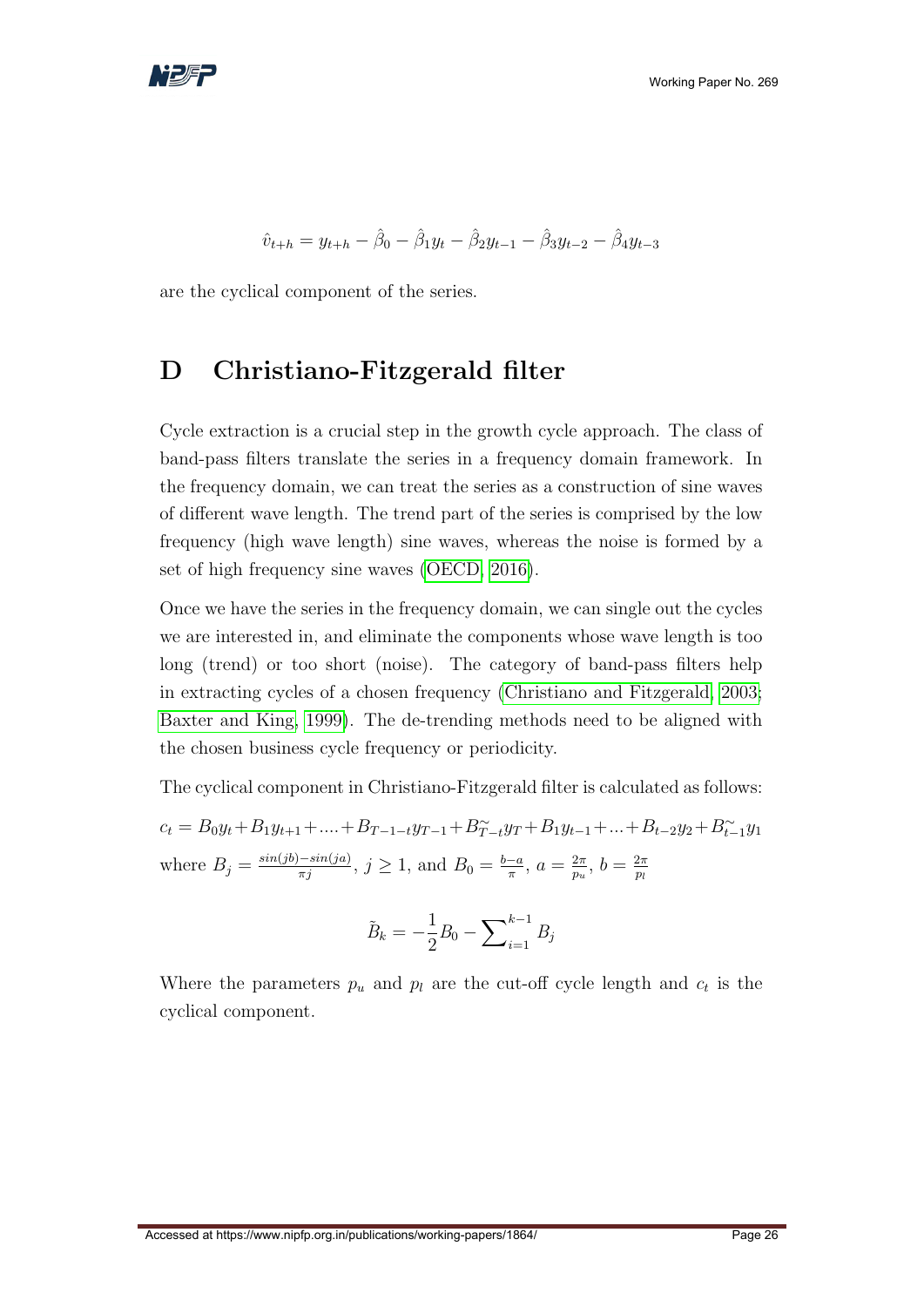$$\hat{v}_{t+h} = y_{t+h} - \hat{\beta}_0 - \hat{\beta}_1 y_t - \hat{\beta}_2 y_{t-1} - \hat{\beta}_3 y_{t-2} - \hat{\beta}_4 y_{t-3}$$

are the cyclical component of the series.

# D Christiano-Fitzgerald filter

Cycle extraction is a crucial step in the growth cycle approach. The class of band-pass filters translate the series in a frequency domain framework. In the frequency domain, we can treat the series as a construction of sine waves of different wave length. The trend part of the series is comprised by the low frequency (high wave length) sine waves, whereas the noise is formed by a set of high frequency sine waves (OECD, 2016).

Once we have the series in the frequency domain, we can single out the cycles we are interested in, and eliminate the components whose wave length is too long (trend) or too short (noise). The category of band-pass filters help in extracting cycles of a chosen frequency (Christiano and Fitzgerald, 2003; Baxter and King, 1999). The de-trending methods need to be aligned with the chosen business cycle frequency or periodicity.

The cyclical component in Christiano-Fitzgerald filter is calculated as follows:

$$c_t = B_0 y_t + B_1 y_{t+1} + .... + B_{T-1-t} y_{T-1} + B^{\sim}_{T-t} y_T + B_1 y_{t-1} + ... + B_{t-2} y_2 + B^{\sim}_{t-1} y_1$$

where $B_j = \frac{sin(jb) - sin(ja)}{\pi j}$, $j \geq 1$, and $B_0 = \frac{b-a}{\pi}$, $a = \frac{2\pi}{p_u}$, $b = \frac{2\pi}{p_l}$

$$\tilde{B}_k = -\frac{1}{2} B_0 - \sum\nolimits_{i=1}^{k-1} B_j$$

Where the parameters $p_u$ and $p_l$ are the cut-off cycle length and $c_t$ is the cyclical component.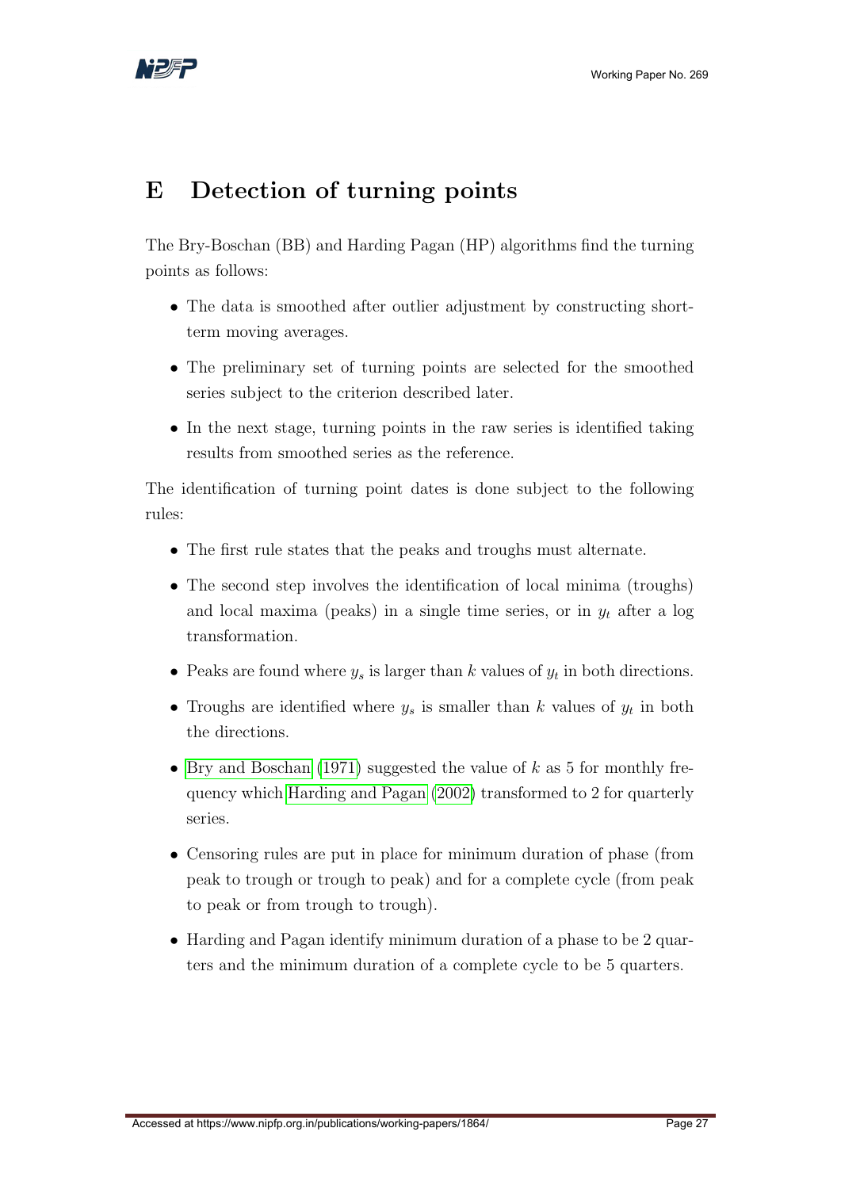# E Detection of turning points

The Bry-Boschan (BB) and Harding Pagan (HP) algorithms find the turning points as follows:

- The data is smoothed after outlier adjustment by constructing short-term moving averages.
- The preliminary set of turning points are selected for the smoothed series subject to the criterion described later.
- In the next stage, turning points in the raw series is identified taking results from smoothed series as the reference.

The identification of turning point dates is done subject to the following rules:

- The first rule states that the peaks and troughs must alternate.
- The second step involves the identification of local minima (troughs) and local maxima (peaks) in a single time series, or in $y_t$ after a log transformation.
- Peaks are found where $y_s$ is larger than $k$ values of $y_t$ in both directions.
- Troughs are identified where $y_s$ is smaller than $k$ values of $y_t$ in both the directions.
- Bry and Boschan (1971) suggested the value of $k$ as 5 for monthly frequency which Harding and Pagan (2002) transformed to 2 for quarterly series.
- Censoring rules are put in place for minimum duration of phase (from peak to trough or trough to peak) and for a complete cycle (from peak to peak or from trough to trough).
- Harding and Pagan identify minimum duration of a phase to be 2 quarters and the minimum duration of a complete cycle to be 5 quarters.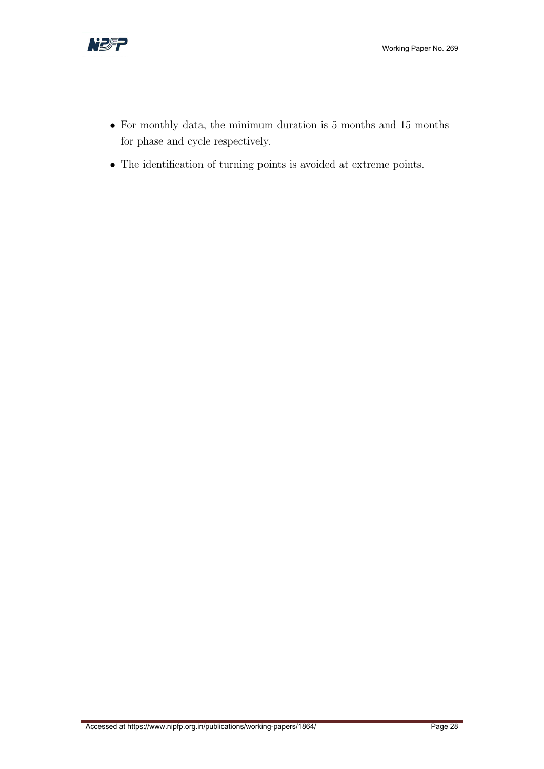- For monthly data, the minimum duration is 5 months and 15 months for phase and cycle respectively.
- The identification of turning points is avoided at extreme points.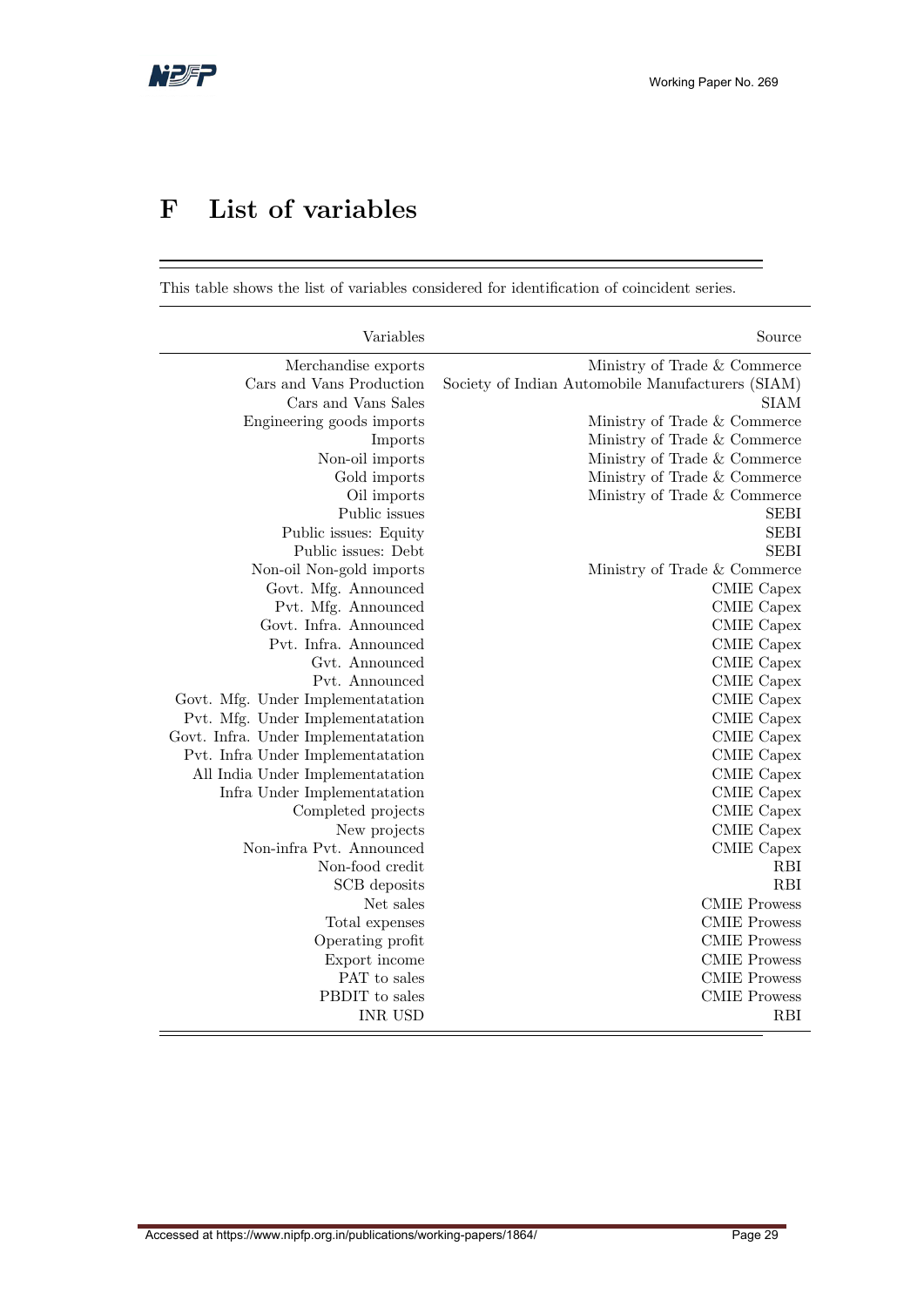# F List of variables

This table shows the list of variables considered for identification of coincident series.

| Variables | Source |
|---:|---:|
| Merchandise exports | Ministry of Trade & Commerce |
| Cars and Vans Production | Society of Indian Automobile Manufacturers (SIAM) |
| Cars and Vans Sales | SIAM |
| Engineering goods imports | Ministry of Trade & Commerce |
| Imports | Ministry of Trade & Commerce |
| Non-oil imports | Ministry of Trade & Commerce |
| Gold imports | Ministry of Trade & Commerce |
| Oil imports | Ministry of Trade & Commerce |
| Public issues | SEBI |
| Public issues: Equity | SEBI |
| Public issues: Debt | SEBI |
| Non-oil Non-gold imports | Ministry of Trade & Commerce |
| Govt. Mfg. Announced | CMIE Capex |
| Pvt. Mfg. Announced | CMIE Capex |
| Govt. Infra. Announced | CMIE Capex |
| Pvt. Infra. Announced | CMIE Capex |
| Gvt. Announced | CMIE Capex |
| Pvt. Announced | CMIE Capex |
| Govt. Mfg. Under Implementatation | CMIE Capex |
| Pvt. Mfg. Under Implementatation | CMIE Capex |
| Govt. Infra. Under Implementatation | CMIE Capex |
| Pvt. Infra Under Implementatation | CMIE Capex |
| All India Under Implementatation | CMIE Capex |
| Infra Under Implementatation | CMIE Capex |
| Completed projects | CMIE Capex |
| New projects | CMIE Capex |
| Non-infra Pvt. Announced | CMIE Capex |
| Non-food credit | RBI |
| SCB deposits | RBI |
| Net sales | CMIE Prowess |
| Total expenses | CMIE Prowess |
| Operating profit | CMIE Prowess |
| Export income | CMIE Prowess |
| PAT to sales | CMIE Prowess |
| PBDIT to sales | CMIE Prowess |
| INR USD | RBI |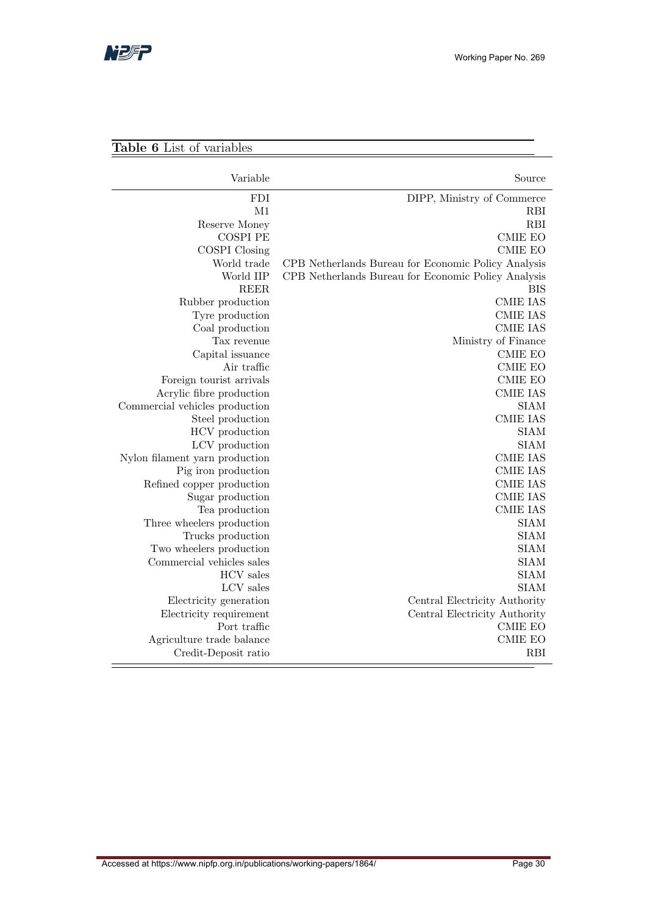**Table 6** List of variables

| Variable | Source |
|---|---|
| FDI | DIPP, Ministry of Commerce |
| M1 | RBI |
| Reserve Money | RBI |
| COSPI PE | CMIE EO |
| COSPI Closing | CMIE EO |
| World trade | CPB Netherlands Bureau for Economic Policy Analysis |
| World IIP | CPB Netherlands Bureau for Economic Policy Analysis |
| REER | BIS |
| Rubber production | CMIE IAS |
| Tyre production | CMIE IAS |
| Coal production | CMIE IAS |
| Tax revenue | Ministry of Finance |
| Capital issuance | CMIE EO |
| Air traffic | CMIE EO |
| Foreign tourist arrivals | CMIE EO |
| Acrylic fibre production | CMIE IAS |
| Commercial vehicles production | SIAM |
| Steel production | CMIE IAS |
| HCV production | SIAM |
| LCV production | SIAM |
| Nylon filament yarn production | CMIE IAS |
| Pig iron production | CMIE IAS |
| Refined copper production | CMIE IAS |
| Sugar production | CMIE IAS |
| Tea production | CMIE IAS |
| Three wheelers production | SIAM |
| Trucks production | SIAM |
| Two wheelers production | SIAM |
| Commercial vehicles sales | SIAM |
| HCV sales | SIAM |
| LCV sales | SIAM |
| Electricity generation | Central Electricity Authority |
| Electricity requirement | Central Electricity Authority |
| Port traffic | CMIE EO |
| Agriculture trade balance | CMIE EO |
| Credit-Deposit ratio | RBI |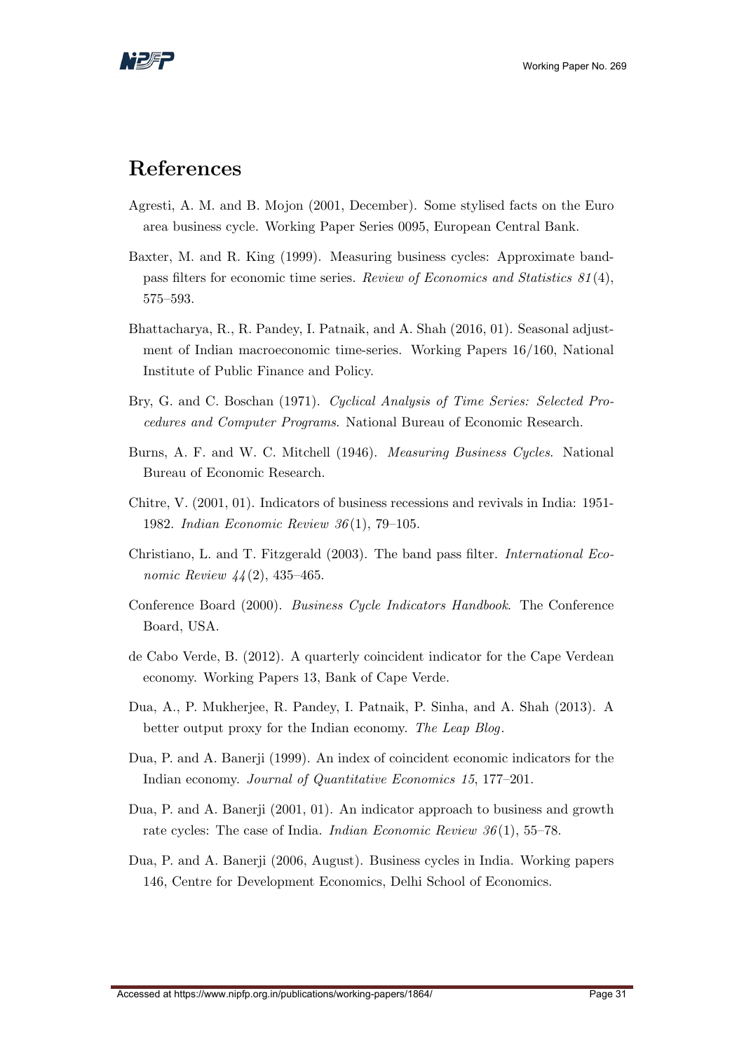# References

Agresti, A. M. and B. Mojon (2001, December). Some stylised facts on the Euro area business cycle. Working Paper Series 0095, European Central Bank.

Baxter, M. and R. King (1999). Measuring business cycles: Approximate band-pass filters for economic time series. *Review of Economics and Statistics 81*(4), 575–593.

Bhattacharya, R., R. Pandey, I. Patnaik, and A. Shah (2016, 01). Seasonal adjustment of Indian macroeconomic time-series. Working Papers 16/160, National Institute of Public Finance and Policy.

Bry, G. and C. Boschan (1971). *Cyclical Analysis of Time Series: Selected Procedures and Computer Programs*. National Bureau of Economic Research.

Burns, A. F. and W. C. Mitchell (1946). *Measuring Business Cycles*. National Bureau of Economic Research.

Chitre, V. (2001, 01). Indicators of business recessions and revivals in India: 1951-1982. *Indian Economic Review 36*(1), 79–105.

Christiano, L. and T. Fitzgerald (2003). The band pass filter. *International Economic Review 44*(2), 435–465.

Conference Board (2000). *Business Cycle Indicators Handbook*. The Conference Board, USA.

de Cabo Verde, B. (2012). A quarterly coincident indicator for the Cape Verdean economy. Working Papers 13, Bank of Cape Verde.

Dua, A., P. Mukherjee, R. Pandey, I. Patnaik, P. Sinha, and A. Shah (2013). A better output proxy for the Indian economy. *The Leap Blog*.

Dua, P. and A. Banerji (1999). An index of coincident economic indicators for the Indian economy. *Journal of Quantitative Economics 15*, 177–201.

Dua, P. and A. Banerji (2001, 01). An indicator approach to business and growth rate cycles: The case of India. *Indian Economic Review 36*(1), 55–78.

Dua, P. and A. Banerji (2006, August). Business cycles in India. Working papers 146, Centre for Development Economics, Delhi School of Economics.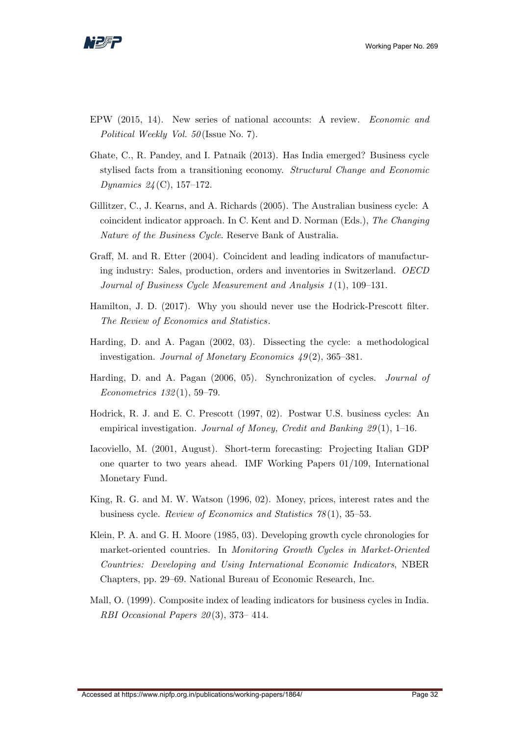EPW (2015, 14). New series of national accounts: A review. *Economic and Political Weekly Vol. 50* (Issue No. 7).

Ghate, C., R. Pandey, and I. Patnaik (2013). Has India emerged? Business cycle stylised facts from a transitioning economy. *Structural Change and Economic Dynamics 24* (C), 157–172.

Gillitzer, C., J. Kearns, and A. Richards (2005). The Australian business cycle: A coincident indicator approach. In C. Kent and D. Norman (Eds.), *The Changing Nature of the Business Cycle*. Reserve Bank of Australia.

Graff, M. and R. Etter (2004). Coincident and leading indicators of manufacturing industry: Sales, production, orders and inventories in Switzerland. *OECD Journal of Business Cycle Measurement and Analysis 1* (1), 109–131.

Hamilton, J. D. (2017). Why you should never use the Hodrick-Prescott filter. *The Review of Economics and Statistics*.

Harding, D. and A. Pagan (2002, 03). Dissecting the cycle: a methodological investigation. *Journal of Monetary Economics 49* (2), 365–381.

Harding, D. and A. Pagan (2006, 05). Synchronization of cycles. *Journal of Econometrics 132* (1), 59–79.

Hodrick, R. J. and E. C. Prescott (1997, 02). Postwar U.S. business cycles: An empirical investigation. *Journal of Money, Credit and Banking 29* (1), 1–16.

Iacoviello, M. (2001, August). Short-term forecasting: Projecting Italian GDP one quarter to two years ahead. IMF Working Papers 01/109, International Monetary Fund.

King, R. G. and M. W. Watson (1996, 02). Money, prices, interest rates and the business cycle. *Review of Economics and Statistics 78* (1), 35–53.

Klein, P. A. and G. H. Moore (1985, 03). Developing growth cycle chronologies for market-oriented countries. In *Monitoring Growth Cycles in Market-Oriented Countries: Developing and Using International Economic Indicators*, NBER Chapters, pp. 29–69. National Bureau of Economic Research, Inc.

Mall, O. (1999). Composite index of leading indicators for business cycles in India. *RBI Occasional Papers 20* (3), 373– 414.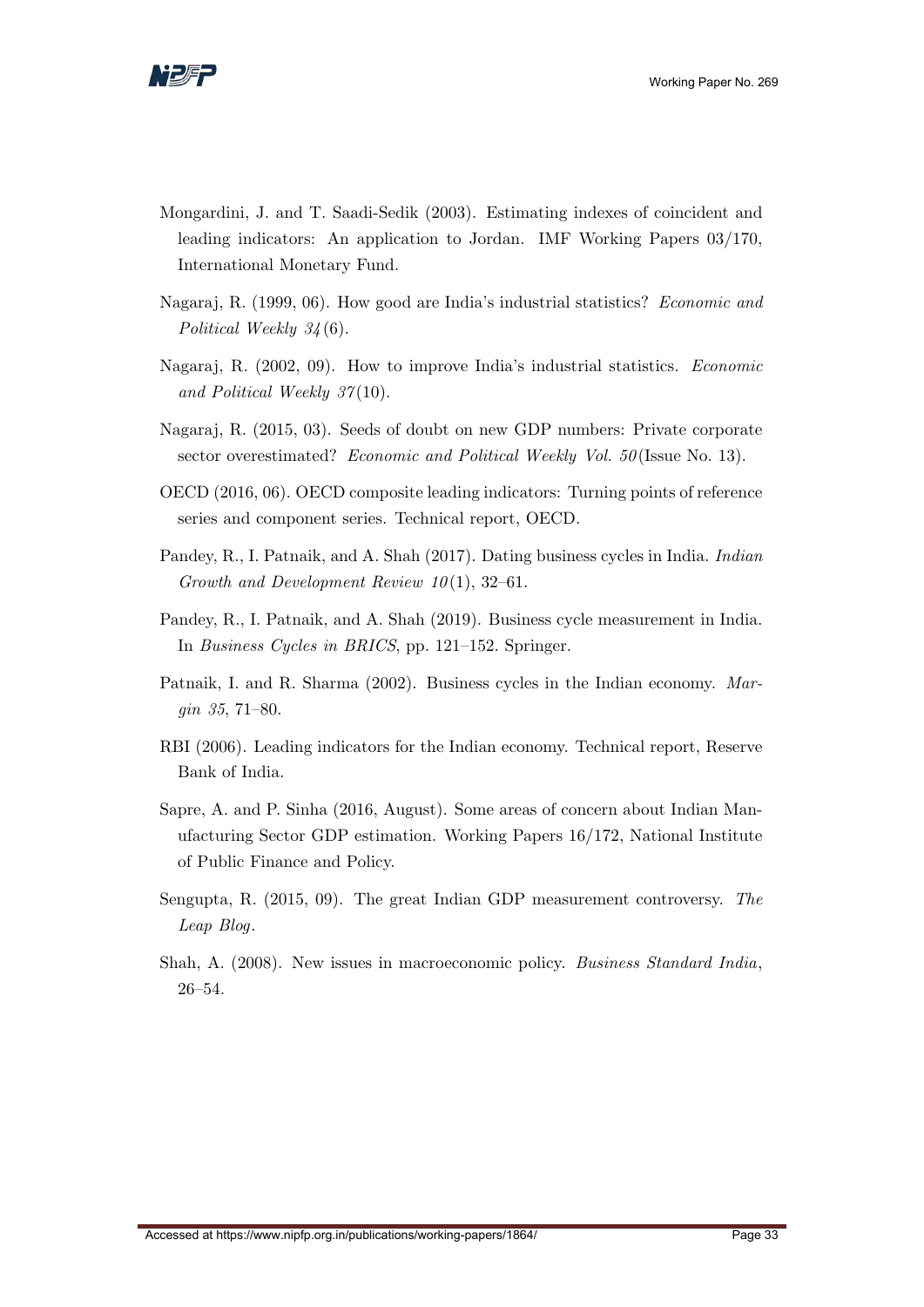Mongardini, J. and T. Saadi-Sedik (2003). Estimating indexes of coincident and leading indicators: An application to Jordan. IMF Working Papers 03/170, International Monetary Fund.

Nagaraj, R. (1999, 06). How good are India's industrial statistics? *Economic and Political Weekly 34*(6).

Nagaraj, R. (2002, 09). How to improve India's industrial statistics. *Economic and Political Weekly 37*(10).

Nagaraj, R. (2015, 03). Seeds of doubt on new GDP numbers: Private corporate sector overestimated? *Economic and Political Weekly Vol. 50*(Issue No. 13).

OECD (2016, 06). OECD composite leading indicators: Turning points of reference series and component series. Technical report, OECD.

Pandey, R., I. Patnaik, and A. Shah (2017). Dating business cycles in India. *Indian Growth and Development Review 10*(1), 32–61.

Pandey, R., I. Patnaik, and A. Shah (2019). Business cycle measurement in India. In *Business Cycles in BRICS*, pp. 121–152. Springer.

Patnaik, I. and R. Sharma (2002). Business cycles in the Indian economy. *Margin 35*, 71–80.

RBI (2006). Leading indicators for the Indian economy. Technical report, Reserve Bank of India.

Sapre, A. and P. Sinha (2016, August). Some areas of concern about Indian Manufacturing Sector GDP estimation. Working Papers 16/172, National Institute of Public Finance and Policy.

Sengupta, R. (2015, 09). The great Indian GDP measurement controversy. *The Leap Blog*.

Shah, A. (2008). New issues in macroeconomic policy. *Business Standard India*, 26–54.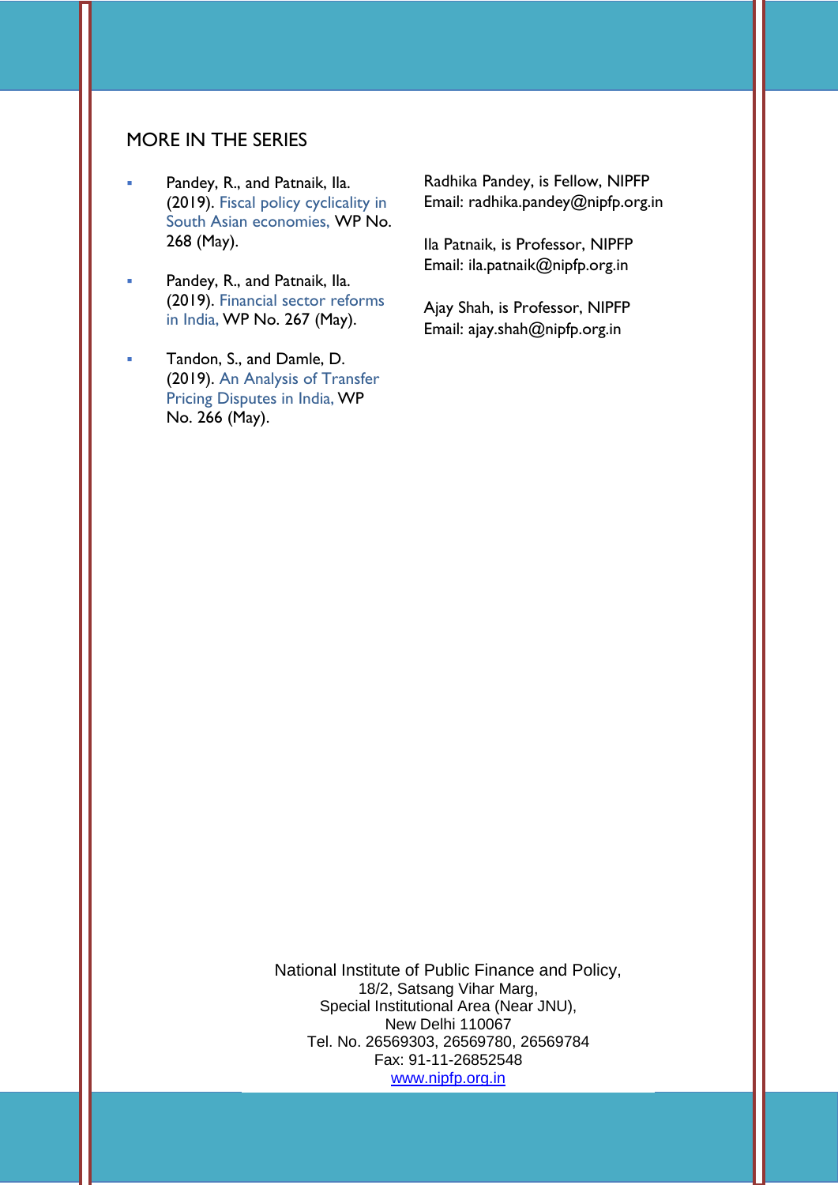## MORE IN THE SERIES

- Pandey, R., and Patnaik, Ila. (2019). Fiscal policy cyclicality in South Asian economies, WP No. 268 (May).
- Pandey, R., and Patnaik, Ila. (2019). Financial sector reforms in India, WP No. 267 (May).
- Tandon, S., and Damle, D. (2019). An Analysis of Transfer Pricing Disputes in India, WP No. 266 (May).

Radhika Pandey, is Fellow, NIPFP
Email: radhika.pandey@nipfp.org.in

Ila Patnaik, is Professor, NIPFP
Email: ila.patnaik@nipfp.org.in

Ajay Shah, is Professor, NIPFP
Email: ajay.shah@nipfp.org.in

National Institute of Public Finance and Policy,
18/2, Satsang Vihar Marg,
Special Institutional Area (Near JNU),
New Delhi 110067
Tel. No. 26569303, 26569780, 26569784
Fax: 91-11-26852548
www.nipfp.org.in